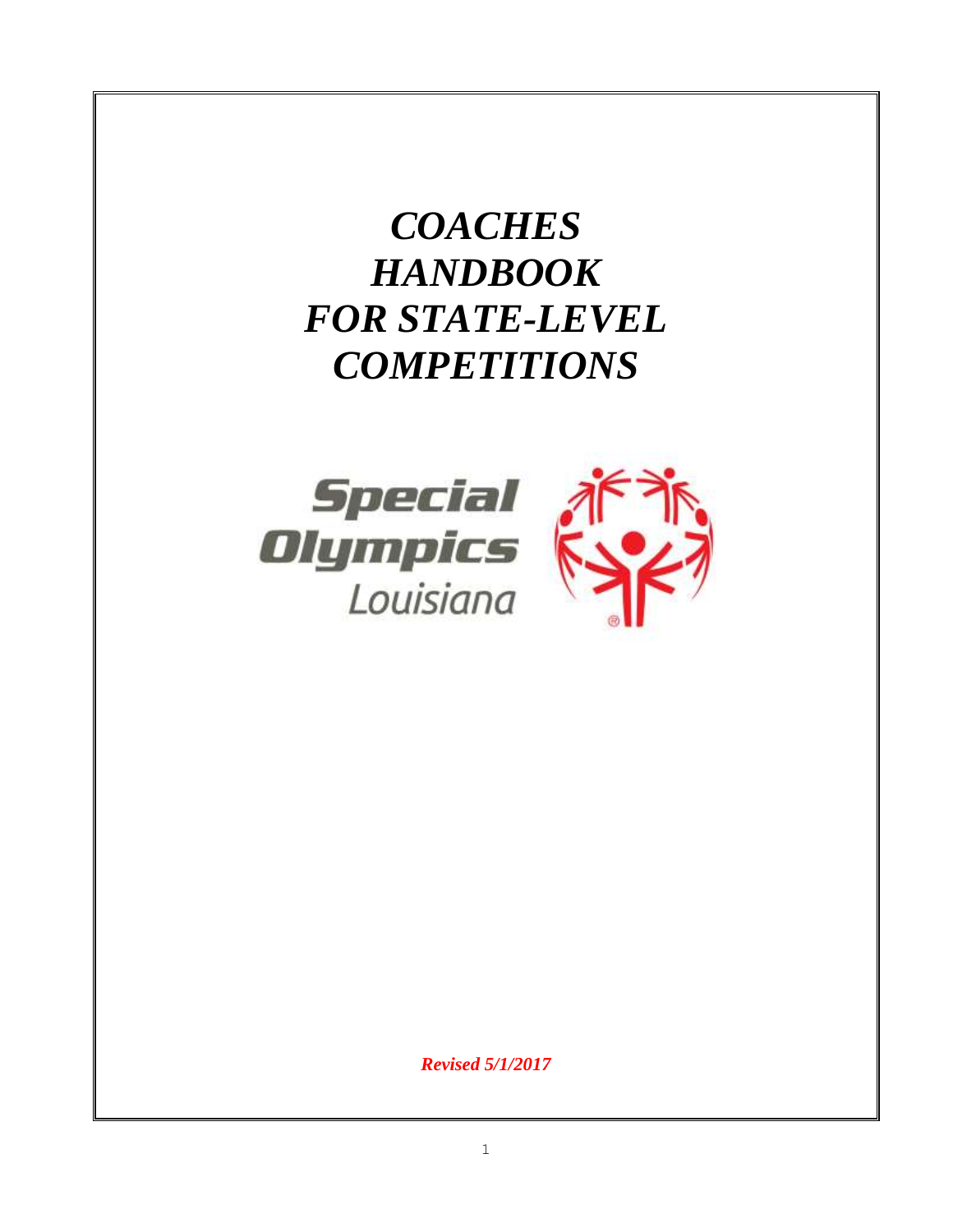# *COACHES HANDBOOK FOR STATE-LEVEL COMPETITIONS*

Special Olympics Louisiana

***Revised 5/1/2017***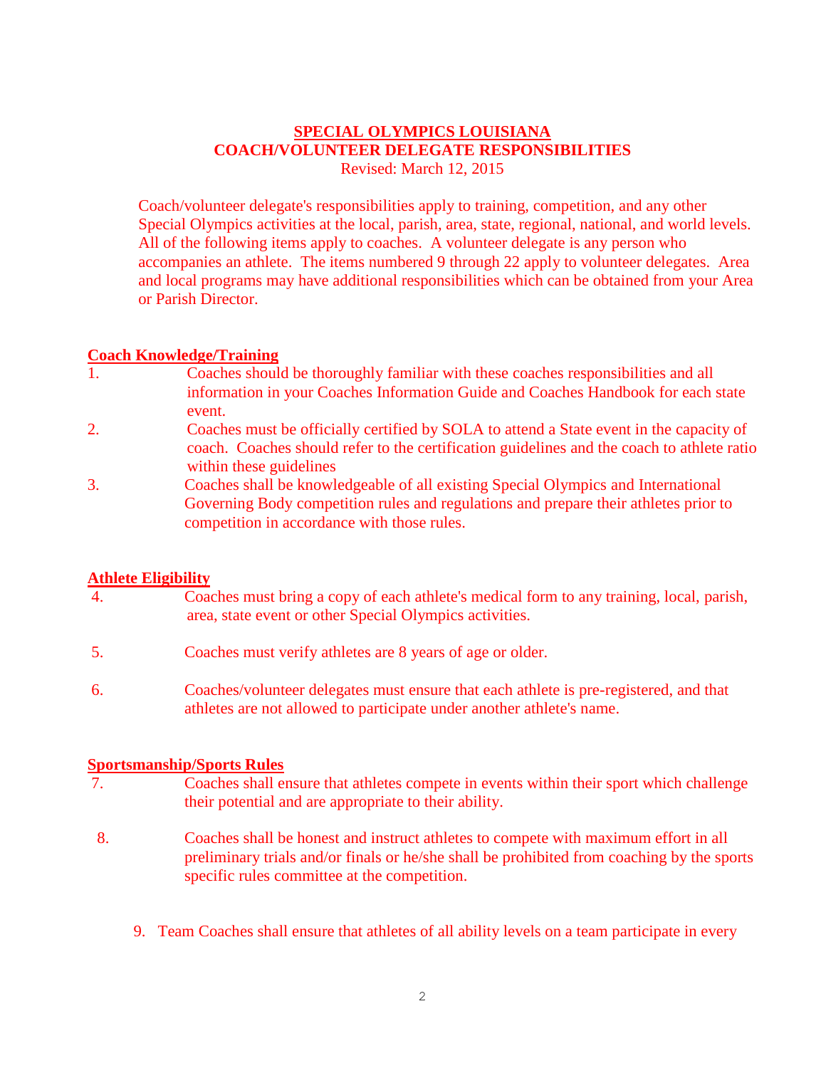**SPECIAL OLYMPICS LOUISIANA**
**COACH/VOLUNTEER DELEGATE RESPONSIBILITIES**
Revised: March 12, 2015

Coach/volunteer delegate's responsibilities apply to training, competition, and any other Special Olympics activities at the local, parish, area, state, regional, national, and world levels. All of the following items apply to coaches. A volunteer delegate is any person who accompanies an athlete. The items numbered 9 through 22 apply to volunteer delegates. Area and local programs may have additional responsibilities which can be obtained from your Area or Parish Director.

## Coach Knowledge/Training

1. Coaches should be thoroughly familiar with these coaches responsibilities and all information in your Coaches Information Guide and Coaches Handbook for each state event.
2. Coaches must be officially certified by SOLA to attend a State event in the capacity of coach. Coaches should refer to the certification guidelines and the coach to athlete ratio within these guidelines
3. Coaches shall be knowledgeable of all existing Special Olympics and International Governing Body competition rules and regulations and prepare their athletes prior to competition in accordance with those rules.

## Athlete Eligibility

4. Coaches must bring a copy of each athlete's medical form to any training, local, parish, area, state event or other Special Olympics activities.
5. Coaches must verify athletes are 8 years of age or older.
6. Coaches/volunteer delegates must ensure that each athlete is pre-registered, and that athletes are not allowed to participate under another athlete's name.

## Sportsmanship/Sports Rules

7. Coaches shall ensure that athletes compete in events within their sport which challenge their potential and are appropriate to their ability.
8. Coaches shall be honest and instruct athletes to compete with maximum effort in all preliminary trials and/or finals or he/she shall be prohibited from coaching by the sports specific rules committee at the competition.
9. Team Coaches shall ensure that athletes of all ability levels on a team participate in every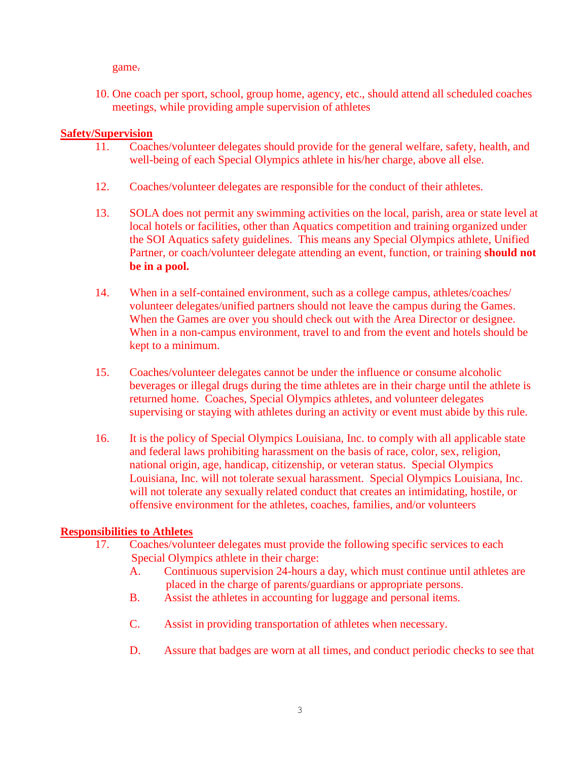game.

10. One coach per sport, school, group home, agency, etc., should attend all scheduled coaches meetings, while providing ample supervision of athletes

**Safety/Supervision**

11. Coaches/volunteer delegates should provide for the general welfare, safety, health, and well-being of each Special Olympics athlete in his/her charge, above all else.

12. Coaches/volunteer delegates are responsible for the conduct of their athletes.

13. SOLA does not permit any swimming activities on the local, parish, area or state level at local hotels or facilities, other than Aquatics competition and training organized under the SOI Aquatics safety guidelines. This means any Special Olympics athlete, Unified Partner, or coach/volunteer delegate attending an event, function, or training **should not be in a pool.**

14. When in a self-contained environment, such as a college campus, athletes/coaches/ volunteer delegates/unified partners should not leave the campus during the Games. When the Games are over you should check out with the Area Director or designee. When in a non-campus environment, travel to and from the event and hotels should be kept to a minimum.

15. Coaches/volunteer delegates cannot be under the influence or consume alcoholic beverages or illegal drugs during the time athletes are in their charge until the athlete is returned home. Coaches, Special Olympics athletes, and volunteer delegates supervising or staying with athletes during an activity or event must abide by this rule.

16. It is the policy of Special Olympics Louisiana, Inc. to comply with all applicable state and federal laws prohibiting harassment on the basis of race, color, sex, religion, national origin, age, handicap, citizenship, or veteran status. Special Olympics Louisiana, Inc. will not tolerate sexual harassment. Special Olympics Louisiana, Inc. will not tolerate any sexually related conduct that creates an intimidating, hostile, or offensive environment for the athletes, coaches, families, and/or volunteers

**Responsibilities to Athletes**

17. Coaches/volunteer delegates must provide the following specific services to each Special Olympics athlete in their charge:
    A. Continuous supervision 24-hours a day, which must continue until athletes are placed in the charge of parents/guardians or appropriate persons.
    B. Assist the athletes in accounting for luggage and personal items.
    C. Assist in providing transportation of athletes when necessary.
    D. Assure that badges are worn at all times, and conduct periodic checks to see that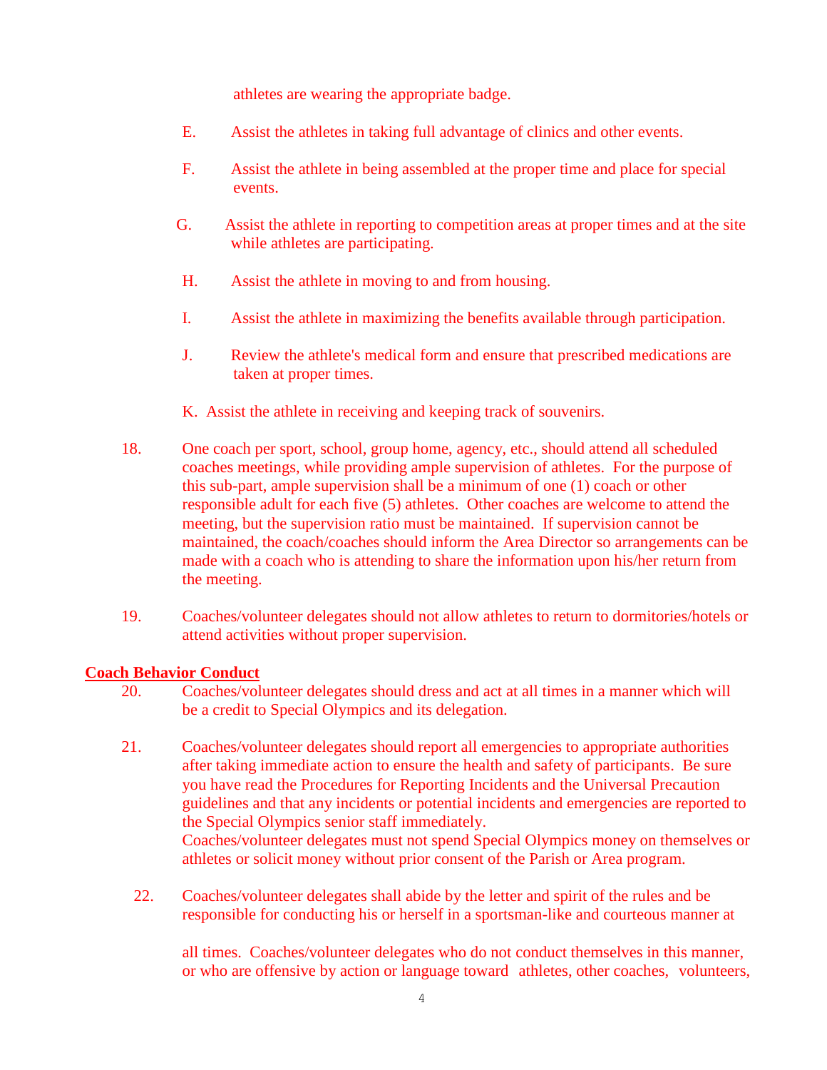athletes are wearing the appropriate badge.

E. Assist the athletes in taking full advantage of clinics and other events.

F. Assist the athlete in being assembled at the proper time and place for special events.

G. Assist the athlete in reporting to competition areas at proper times and at the site while athletes are participating.

H. Assist the athlete in moving to and from housing.

I. Assist the athlete in maximizing the benefits available through participation.

J. Review the athlete's medical form and ensure that prescribed medications are taken at proper times.

K. Assist the athlete in receiving and keeping track of souvenirs.

18. One coach per sport, school, group home, agency, etc., should attend all scheduled coaches meetings, while providing ample supervision of athletes. For the purpose of this sub-part, ample supervision shall be a minimum of one (1) coach or other responsible adult for each five (5) athletes. Other coaches are welcome to attend the meeting, but the supervision ratio must be maintained. If supervision cannot be maintained, the coach/coaches should inform the Area Director so arrangements can be made with a coach who is attending to share the information upon his/her return from the meeting.

19. Coaches/volunteer delegates should not allow athletes to return to dormitories/hotels or attend activities without proper supervision.

**Coach Behavior Conduct**

20. Coaches/volunteer delegates should dress and act at all times in a manner which will be a credit to Special Olympics and its delegation.

21. Coaches/volunteer delegates should report all emergencies to appropriate authorities after taking immediate action to ensure the health and safety of participants. Be sure you have read the Procedures for Reporting Incidents and the Universal Precaution guidelines and that any incidents or potential incidents and emergencies are reported to the Special Olympics senior staff immediately.
Coaches/volunteer delegates must not spend Special Olympics money on themselves or athletes or solicit money without prior consent of the Parish or Area program.

22. Coaches/volunteer delegates shall abide by the letter and spirit of the rules and be responsible for conducting his or herself in a sportsman-like and courteous manner at all times. Coaches/volunteer delegates who do not conduct themselves in this manner, or who are offensive by action or language toward athletes, other coaches, volunteers,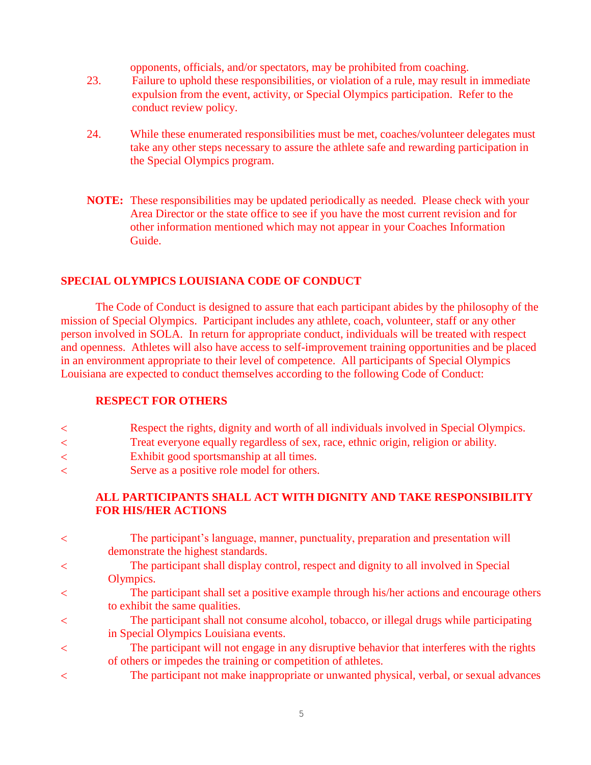opponents, officials, and/or spectators, may be prohibited from coaching.

23. Failure to uphold these responsibilities, or violation of a rule, may result in immediate expulsion from the event, activity, or Special Olympics participation. Refer to the conduct review policy.

24. While these enumerated responsibilities must be met, coaches/volunteer delegates must take any other steps necessary to assure the athlete safe and rewarding participation in the Special Olympics program.

**NOTE:** These responsibilities may be updated periodically as needed. Please check with your Area Director or the state office to see if you have the most current revision and for other information mentioned which may not appear in your Coaches Information Guide.

## SPECIAL OLYMPICS LOUISIANA CODE OF CONDUCT

The Code of Conduct is designed to assure that each participant abides by the philosophy of the mission of Special Olympics. Participant includes any athlete, coach, volunteer, staff or any other person involved in SOLA. In return for appropriate conduct, individuals will be treated with respect and openness. Athletes will also have access to self-improvement training opportunities and be placed in an environment appropriate to their level of competence. All participants of Special Olympics Louisiana are expected to conduct themselves according to the following Code of Conduct:

### RESPECT FOR OTHERS

- Respect the rights, dignity and worth of all individuals involved in Special Olympics.
- Treat everyone equally regardless of sex, race, ethnic origin, religion or ability.
- Exhibit good sportsmanship at all times.
- Serve as a positive role model for others.

### ALL PARTICIPANTS SHALL ACT WITH DIGNITY AND TAKE RESPONSIBILITY FOR HIS/HER ACTIONS

- The participant's language, manner, punctuality, preparation and presentation will demonstrate the highest standards.
- The participant shall display control, respect and dignity to all involved in Special Olympics.
- The participant shall set a positive example through his/her actions and encourage others to exhibit the same qualities.
- The participant shall not consume alcohol, tobacco, or illegal drugs while participating in Special Olympics Louisiana events.
- The participant will not engage in any disruptive behavior that interferes with the rights of others or impedes the training or competition of athletes.
- The participant not make inappropriate or unwanted physical, verbal, or sexual advances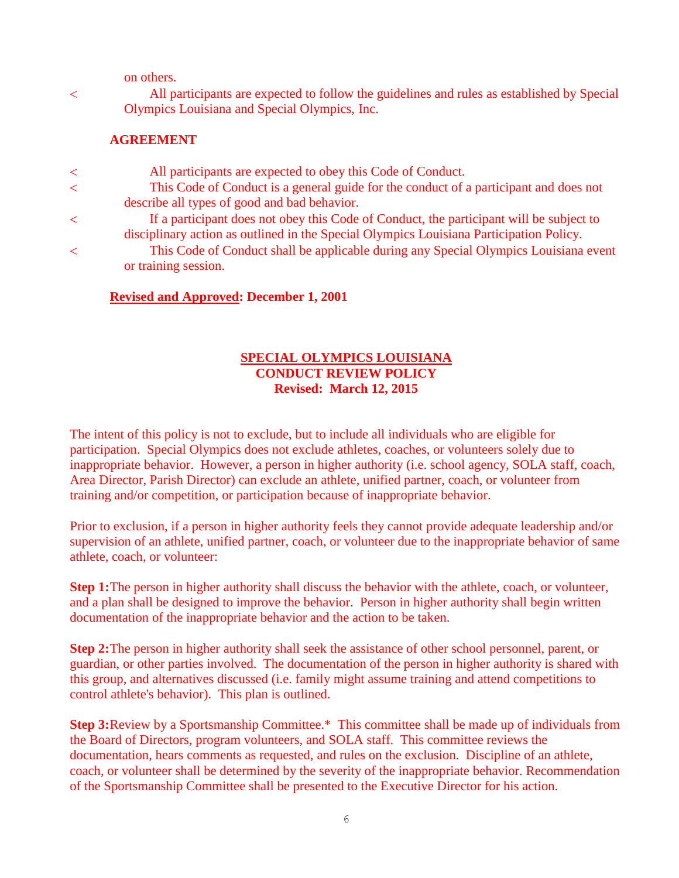on others.

- All participants are expected to follow the guidelines and rules as established by Special Olympics Louisiana and Special Olympics, Inc.

**AGREEMENT**

- All participants are expected to obey this Code of Conduct.
- This Code of Conduct is a general guide for the conduct of a participant and does not describe all types of good and bad behavior.
- If a participant does not obey this Code of Conduct, the participant will be subject to disciplinary action as outlined in the Special Olympics Louisiana Participation Policy.
- This Code of Conduct shall be applicable during any Special Olympics Louisiana event or training session.

**Revised and Approved: December 1, 2001**

## SPECIAL OLYMPICS LOUISIANA
## CONDUCT REVIEW POLICY
**Revised: March 12, 2015**

The intent of this policy is not to exclude, but to include all individuals who are eligible for participation. Special Olympics does not exclude athletes, coaches, or volunteers solely due to inappropriate behavior. However, a person in higher authority (i.e. school agency, SOLA staff, coach, Area Director, Parish Director) can exclude an athlete, unified partner, coach, or volunteer from training and/or competition, or participation because of inappropriate behavior.

Prior to exclusion, if a person in higher authority feels they cannot provide adequate leadership and/or supervision of an athlete, unified partner, coach, or volunteer due to the inappropriate behavior of same athlete, coach, or volunteer:

**Step 1:** The person in higher authority shall discuss the behavior with the athlete, coach, or volunteer, and a plan shall be designed to improve the behavior. Person in higher authority shall begin written documentation of the inappropriate behavior and the action to be taken.

**Step 2:** The person in higher authority shall seek the assistance of other school personnel, parent, or guardian, or other parties involved. The documentation of the person in higher authority is shared with this group, and alternatives discussed (i.e. family might assume training and attend competitions to control athlete's behavior). This plan is outlined.

**Step 3:** Review by a Sportsmanship Committee.* This committee shall be made up of individuals from the Board of Directors, program volunteers, and SOLA staff. This committee reviews the documentation, hears comments as requested, and rules on the exclusion. Discipline of an athlete, coach, or volunteer shall be determined by the severity of the inappropriate behavior. Recommendation of the Sportsmanship Committee shall be presented to the Executive Director for his action.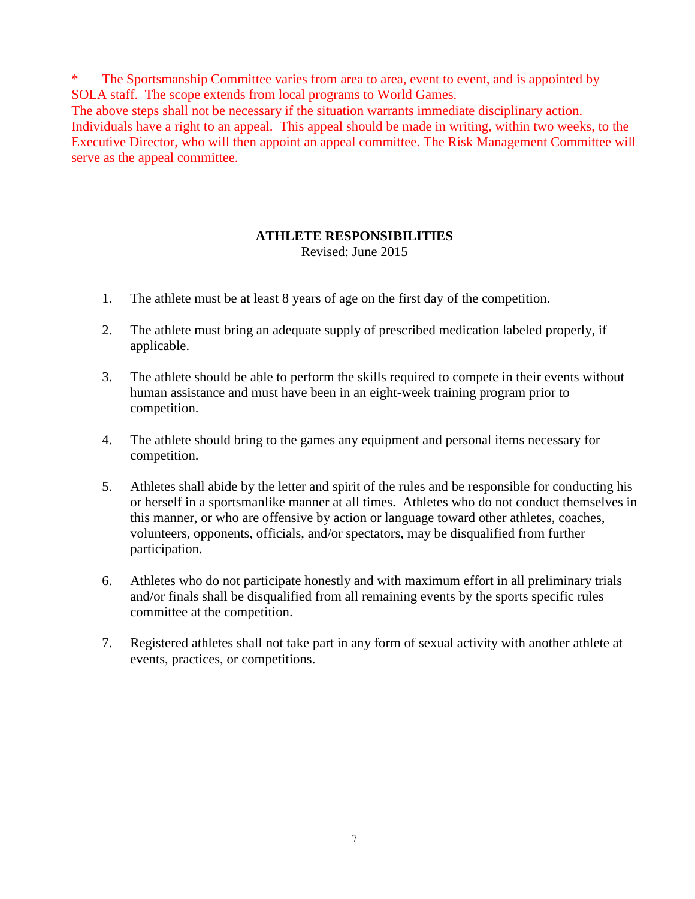\* The Sportsmanship Committee varies from area to area, event to event, and is appointed by SOLA staff. The scope extends from local programs to World Games.
The above steps shall not be necessary if the situation warrants immediate disciplinary action. Individuals have a right to an appeal. This appeal should be made in writing, within two weeks, to the Executive Director, who will then appoint an appeal committee. The Risk Management Committee will serve as the appeal committee.

## ATHLETE RESPONSIBILITIES

Revised: June 2015

1. The athlete must be at least 8 years of age on the first day of the competition.

2. The athlete must bring an adequate supply of prescribed medication labeled properly, if applicable.

3. The athlete should be able to perform the skills required to compete in their events without human assistance and must have been in an eight-week training program prior to competition.

4. The athlete should bring to the games any equipment and personal items necessary for competition.

5. Athletes shall abide by the letter and spirit of the rules and be responsible for conducting his or herself in a sportsmanlike manner at all times. Athletes who do not conduct themselves in this manner, or who are offensive by action or language toward other athletes, coaches, volunteers, opponents, officials, and/or spectators, may be disqualified from further participation.

6. Athletes who do not participate honestly and with maximum effort in all preliminary trials and/or finals shall be disqualified from all remaining events by the sports specific rules committee at the competition.

7. Registered athletes shall not take part in any form of sexual activity with another athlete at events, practices, or competitions.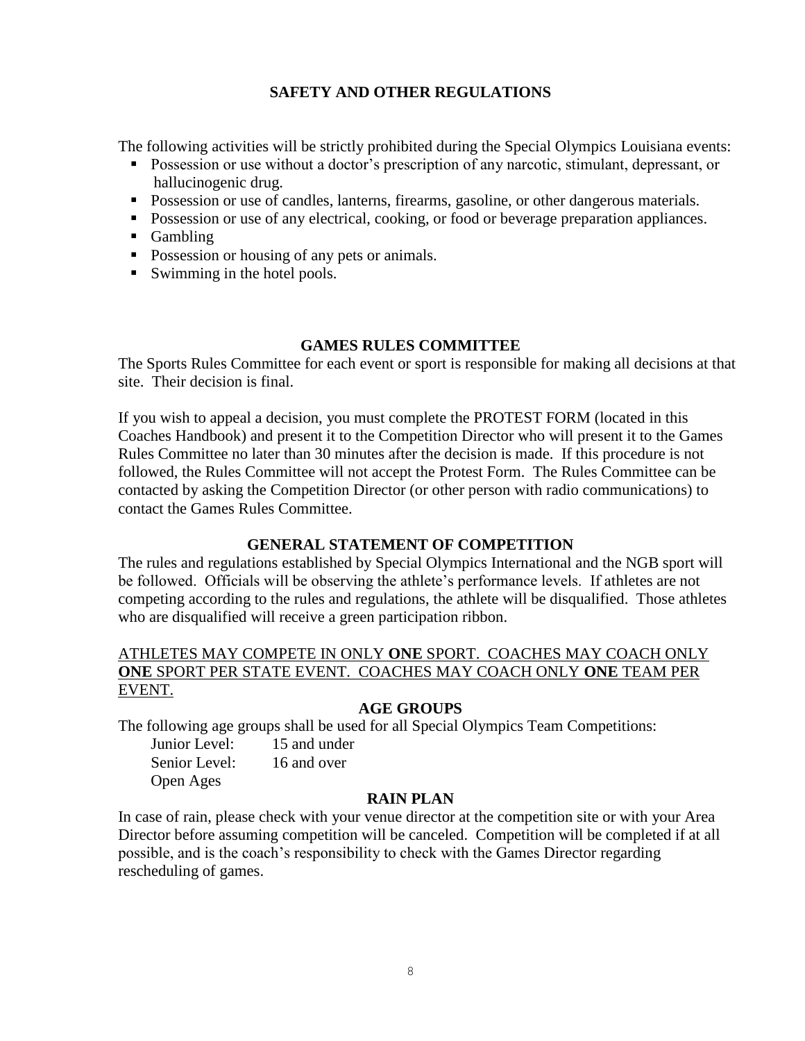## SAFETY AND OTHER REGULATIONS

The following activities will be strictly prohibited during the Special Olympics Louisiana events:

- Possession or use without a doctor's prescription of any narcotic, stimulant, depressant, or hallucinogenic drug.
- Possession or use of candles, lanterns, firearms, gasoline, or other dangerous materials.
- Possession or use of any electrical, cooking, or food or beverage preparation appliances.
- Gambling
- Possession or housing of any pets or animals.
- Swimming in the hotel pools.

## GAMES RULES COMMITTEE

The Sports Rules Committee for each event or sport is responsible for making all decisions at that site. Their decision is final.

If you wish to appeal a decision, you must complete the PROTEST FORM (located in this Coaches Handbook) and present it to the Competition Director who will present it to the Games Rules Committee no later than 30 minutes after the decision is made. If this procedure is not followed, the Rules Committee will not accept the Protest Form. The Rules Committee can be contacted by asking the Competition Director (or other person with radio communications) to contact the Games Rules Committee.

## GENERAL STATEMENT OF COMPETITION

The rules and regulations established by Special Olympics International and the NGB sport will be followed. Officials will be observing the athlete's performance levels. If athletes are not competing according to the rules and regulations, the athlete will be disqualified. Those athletes who are disqualified will receive a green participation ribbon.

ATHLETES MAY COMPETE IN ONLY **ONE** SPORT. COACHES MAY COACH ONLY **ONE** SPORT PER STATE EVENT. COACHES MAY COACH ONLY **ONE** TEAM PER EVENT.

## AGE GROUPS

The following age groups shall be used for all Special Olympics Team Competitions:

Junior Level: 15 and under
Senior Level: 16 and over
Open Ages

## RAIN PLAN

In case of rain, please check with your venue director at the competition site or with your Area Director before assuming competition will be canceled. Competition will be completed if at all possible, and is the coach's responsibility to check with the Games Director regarding rescheduling of games.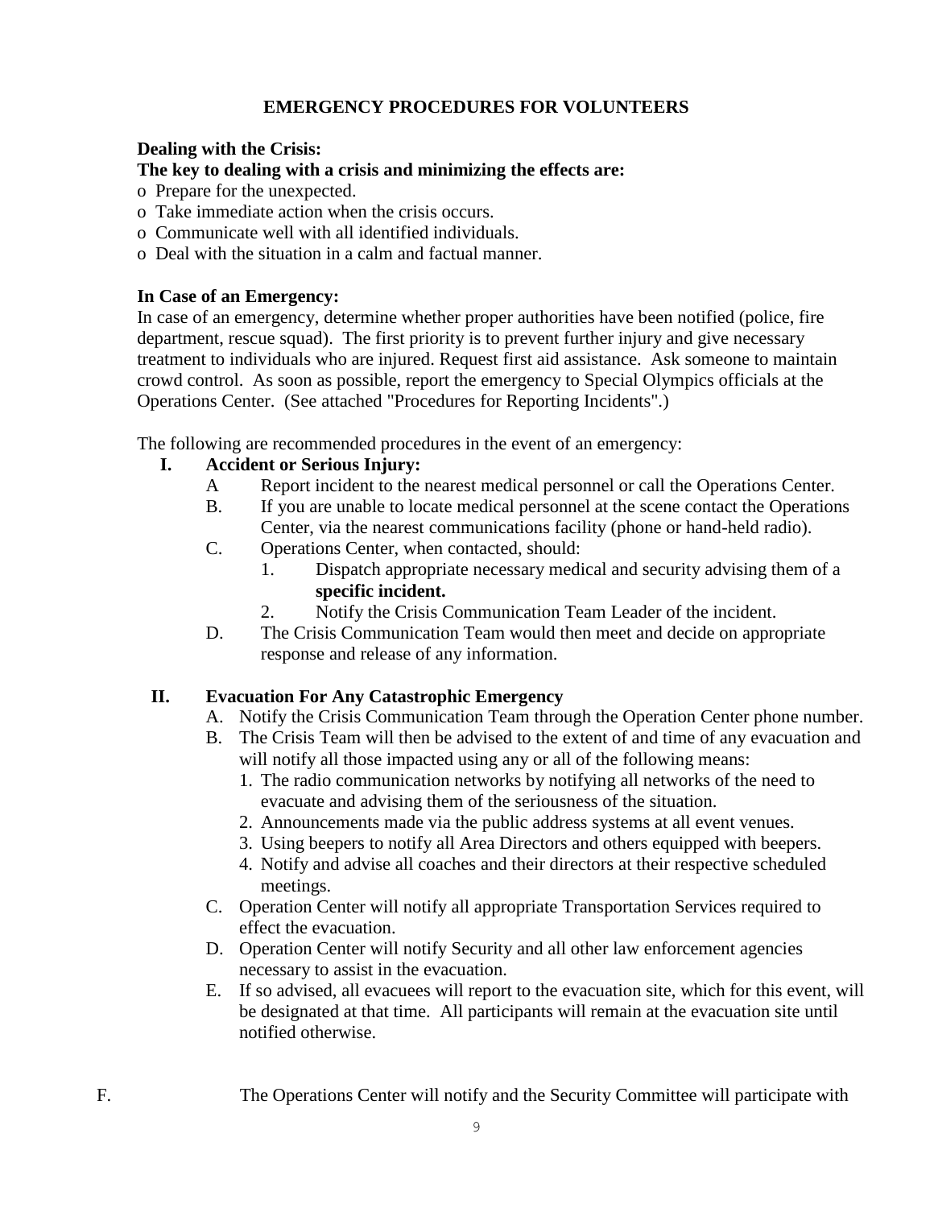## EMERGENCY PROCEDURES FOR VOLUNTEERS

**Dealing with the Crisis:**

**The key to dealing with a crisis and minimizing the effects are:**

- Prepare for the unexpected.
- Take immediate action when the crisis occurs.
- Communicate well with all identified individuals.
- Deal with the situation in a calm and factual manner.

**In Case of an Emergency:**

In case of an emergency, determine whether proper authorities have been notified (police, fire department, rescue squad). The first priority is to prevent further injury and give necessary treatment to individuals who are injured. Request first aid assistance. Ask someone to maintain crowd control. As soon as possible, report the emergency to Special Olympics officials at the Operations Center. (See attached "Procedures for Reporting Incidents".)

The following are recommended procedures in the event of an emergency:

**I. Accident or Serious Injury:**

A Report incident to the nearest medical personnel or call the Operations Center.

B. If you are unable to locate medical personnel at the scene contact the Operations Center, via the nearest communications facility (phone or hand-held radio).

C. Operations Center, when contacted, should:

1. Dispatch appropriate necessary medical and security advising them of a **specific incident.**
2. Notify the Crisis Communication Team Leader of the incident.

D. The Crisis Communication Team would then meet and decide on appropriate response and release of any information.

**II. Evacuation For Any Catastrophic Emergency**

A. Notify the Crisis Communication Team through the Operation Center phone number.

B. The Crisis Team will then be advised to the extent of and time of any evacuation and will notify all those impacted using any or all of the following means:

1. The radio communication networks by notifying all networks of the need to evacuate and advising them of the seriousness of the situation.
2. Announcements made via the public address systems at all event venues.
3. Using beepers to notify all Area Directors and others equipped with beepers.
4. Notify and advise all coaches and their directors at their respective scheduled meetings.

C. Operation Center will notify all appropriate Transportation Services required to effect the evacuation.

D. Operation Center will notify Security and all other law enforcement agencies necessary to assist in the evacuation.

E. If so advised, all evacuees will report to the evacuation site, which for this event, will be designated at that time. All participants will remain at the evacuation site until notified otherwise.

F. The Operations Center will notify and the Security Committee will participate with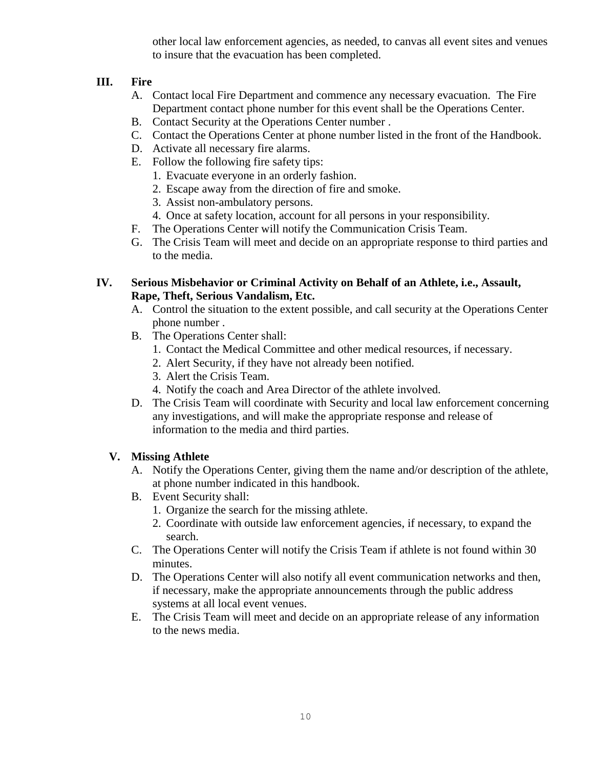other local law enforcement agencies, as needed, to canvas all event sites and venues to insure that the evacuation has been completed.

## III. Fire

A. Contact local Fire Department and commence any necessary evacuation. The Fire Department contact phone number for this event shall be the Operations Center.

B. Contact Security at the Operations Center number .

C. Contact the Operations Center at phone number listed in the front of the Handbook.

D. Activate all necessary fire alarms.

E. Follow the following fire safety tips:

1. Evacuate everyone in an orderly fashion.
2. Escape away from the direction of fire and smoke.
3. Assist non-ambulatory persons.
4. Once at safety location, account for all persons in your responsibility.

F. The Operations Center will notify the Communication Crisis Team.

G. The Crisis Team will meet and decide on an appropriate response to third parties and to the media.

## IV. Serious Misbehavior or Criminal Activity on Behalf of an Athlete, i.e., Assault, Rape, Theft, Serious Vandalism, Etc.

A. Control the situation to the extent possible, and call security at the Operations Center phone number .

B. The Operations Center shall:

1. Contact the Medical Committee and other medical resources, if necessary.
2. Alert Security, if they have not already been notified.
3. Alert the Crisis Team.
4. Notify the coach and Area Director of the athlete involved.

D. The Crisis Team will coordinate with Security and local law enforcement concerning any investigations, and will make the appropriate response and release of information to the media and third parties.

## V. Missing Athlete

A. Notify the Operations Center, giving them the name and/or description of the athlete, at phone number indicated in this handbook.

B. Event Security shall:

1. Organize the search for the missing athlete.
2. Coordinate with outside law enforcement agencies, if necessary, to expand the search.

C. The Operations Center will notify the Crisis Team if athlete is not found within 30 minutes.

D. The Operations Center will also notify all event communication networks and then, if necessary, make the appropriate announcements through the public address systems at all local event venues.

E. The Crisis Team will meet and decide on an appropriate release of any information to the news media.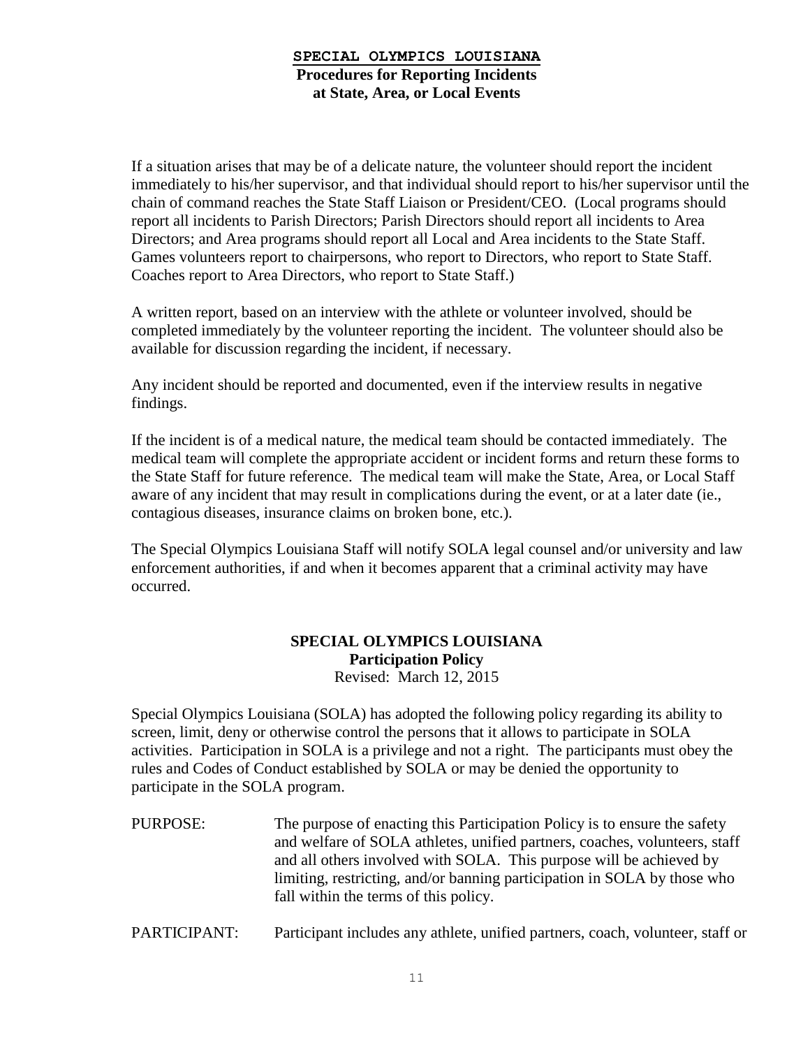## SPECIAL OLYMPICS LOUISIANA
### Procedures for Reporting Incidents at State, Area, or Local Events

If a situation arises that may be of a delicate nature, the volunteer should report the incident immediately to his/her supervisor, and that individual should report to his/her supervisor until the chain of command reaches the State Staff Liaison or President/CEO. (Local programs should report all incidents to Parish Directors; Parish Directors should report all incidents to Area Directors; and Area programs should report all Local and Area incidents to the State Staff. Games volunteers report to chairpersons, who report to Directors, who report to State Staff. Coaches report to Area Directors, who report to State Staff.)

A written report, based on an interview with the athlete or volunteer involved, should be completed immediately by the volunteer reporting the incident. The volunteer should also be available for discussion regarding the incident, if necessary.

Any incident should be reported and documented, even if the interview results in negative findings.

If the incident is of a medical nature, the medical team should be contacted immediately. The medical team will complete the appropriate accident or incident forms and return these forms to the State Staff for future reference. The medical team will make the State, Area, or Local Staff aware of any incident that may result in complications during the event, or at a later date (ie., contagious diseases, insurance claims on broken bone, etc.).

The Special Olympics Louisiana Staff will notify SOLA legal counsel and/or university and law enforcement authorities, if and when it becomes apparent that a criminal activity may have occurred.

## SPECIAL OLYMPICS LOUISIANA
### Participation Policy

Revised: March 12, 2015

Special Olympics Louisiana (SOLA) has adopted the following policy regarding its ability to screen, limit, deny or otherwise control the persons that it allows to participate in SOLA activities. Participation in SOLA is a privilege and not a right. The participants must obey the rules and Codes of Conduct established by SOLA or may be denied the opportunity to participate in the SOLA program.

PURPOSE: The purpose of enacting this Participation Policy is to ensure the safety and welfare of SOLA athletes, unified partners, coaches, volunteers, staff and all others involved with SOLA. This purpose will be achieved by limiting, restricting, and/or banning participation in SOLA by those who fall within the terms of this policy.

PARTICIPANT: Participant includes any athlete, unified partners, coach, volunteer, staff or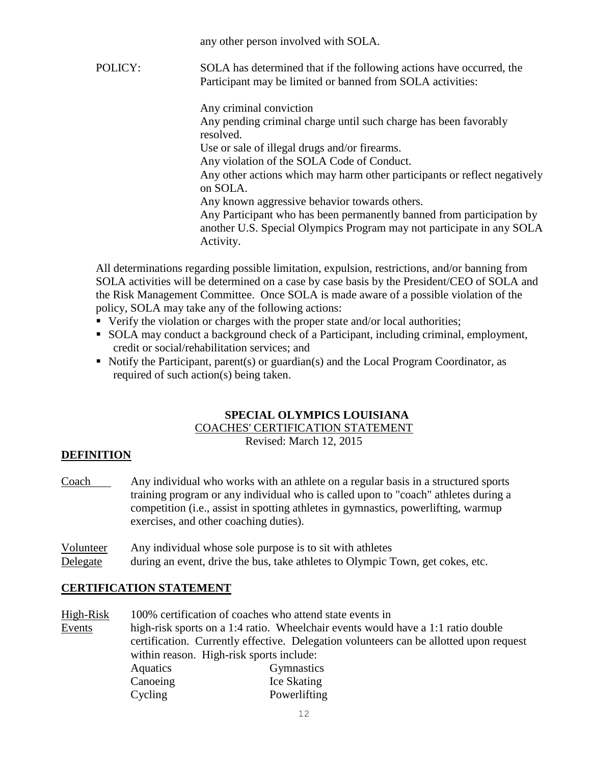any other person involved with SOLA.

POLICY: SOLA has determined that if the following actions have occurred, the Participant may be limited or banned from SOLA activities:

Any criminal conviction
Any pending criminal charge until such charge has been favorably resolved.
Use or sale of illegal drugs and/or firearms.
Any violation of the SOLA Code of Conduct.
Any other actions which may harm other participants or reflect negatively on SOLA.
Any known aggressive behavior towards others.
Any Participant who has been permanently banned from participation by another U.S. Special Olympics Program may not participate in any SOLA Activity.

All determinations regarding possible limitation, expulsion, restrictions, and/or banning from SOLA activities will be determined on a case by case basis by the President/CEO of SOLA and the Risk Management Committee. Once SOLA is made aware of a possible violation of the policy, SOLA may take any of the following actions:

- Verify the violation or charges with the proper state and/or local authorities;
- SOLA may conduct a background check of a Participant, including criminal, employment, credit or social/rehabilitation services; and
- Notify the Participant, parent(s) or guardian(s) and the Local Program Coordinator, as required of such action(s) being taken.

## SPECIAL OLYMPICS LOUISIANA

COACHES' CERTIFICATION STATEMENT

Revised: March 12, 2015

**DEFINITION**

Coach — Any individual who works with an athlete on a regular basis in a structured sports training program or any individual who is called upon to "coach" athletes during a competition (i.e., assist in spotting athletes in gymnastics, powerlifting, warmup exercises, and other coaching duties).

Volunteer Delegate — Any individual whose sole purpose is to sit with athletes during an event, drive the bus, take athletes to Olympic Town, get cokes, etc.

**CERTIFICATION STATEMENT**

High-Risk Events — 100% certification of coaches who attend state events in high-risk sports on a 1:4 ratio. Wheelchair events would have a 1:1 ratio double certification. Currently effective. Delegation volunteers can be allotted upon request within reason. High-risk sports include:

| | |
|---|---|
| Aquatics | Gymnastics |
| Canoeing | Ice Skating |
| Cycling | Powerlifting |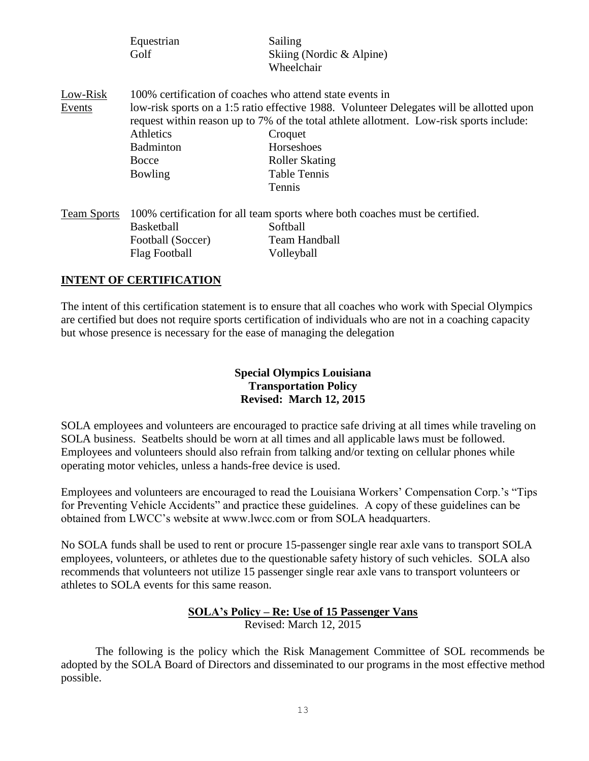| | | |
|---|---|---|
| | Equestrian | Sailing |
| | Golf | Skiing (Nordic & Alpine) |
| | | Wheelchair |

<u>Low-Risk Events</u> 100% certification of coaches who attend state events in low-risk sports on a 1:5 ratio effective 1988. Volunteer Delegates will be allotted upon request within reason up to 7% of the total athlete allotment. Low-risk sports include:

| | |
|---|---|
| Athletics | Croquet |
| Badminton | Horseshoes |
| Bocce | Roller Skating |
| Bowling | Table Tennis |
| | Tennis |

<u>Team Sports</u> 100% certification for all team sports where both coaches must be certified.

| | |
|---|---|
| Basketball | Softball |
| Football (Soccer) | Team Handball |
| Flag Football | Volleyball |

## <u>INTENT OF CERTIFICATION</u>

The intent of this certification statement is to ensure that all coaches who work with Special Olympics are certified but does not require sports certification of individuals who are not in a coaching capacity but whose presence is necessary for the ease of managing the delegation

**Special Olympics Louisiana**
**Transportation Policy**
**Revised: March 12, 2015**

SOLA employees and volunteers are encouraged to practice safe driving at all times while traveling on SOLA business. Seatbelts should be worn at all times and all applicable laws must be followed. Employees and volunteers should also refrain from talking and/or texting on cellular phones while operating motor vehicles, unless a hands-free device is used.

Employees and volunteers are encouraged to read the Louisiana Workers' Compensation Corp.'s "Tips for Preventing Vehicle Accidents" and practice these guidelines. A copy of these guidelines can be obtained from LWCC's website at www.lwcc.com or from SOLA headquarters.

No SOLA funds shall be used to rent or procure 15-passenger single rear axle vans to transport SOLA employees, volunteers, or athletes due to the questionable safety history of such vehicles. SOLA also recommends that volunteers not utilize 15 passenger single rear axle vans to transport volunteers or athletes to SOLA events for this same reason.

**<u>SOLA's Policy – Re: Use of 15 Passenger Vans</u>**
Revised: March 12, 2015

The following is the policy which the Risk Management Committee of SOL recommends be adopted by the SOLA Board of Directors and disseminated to our programs in the most effective method possible.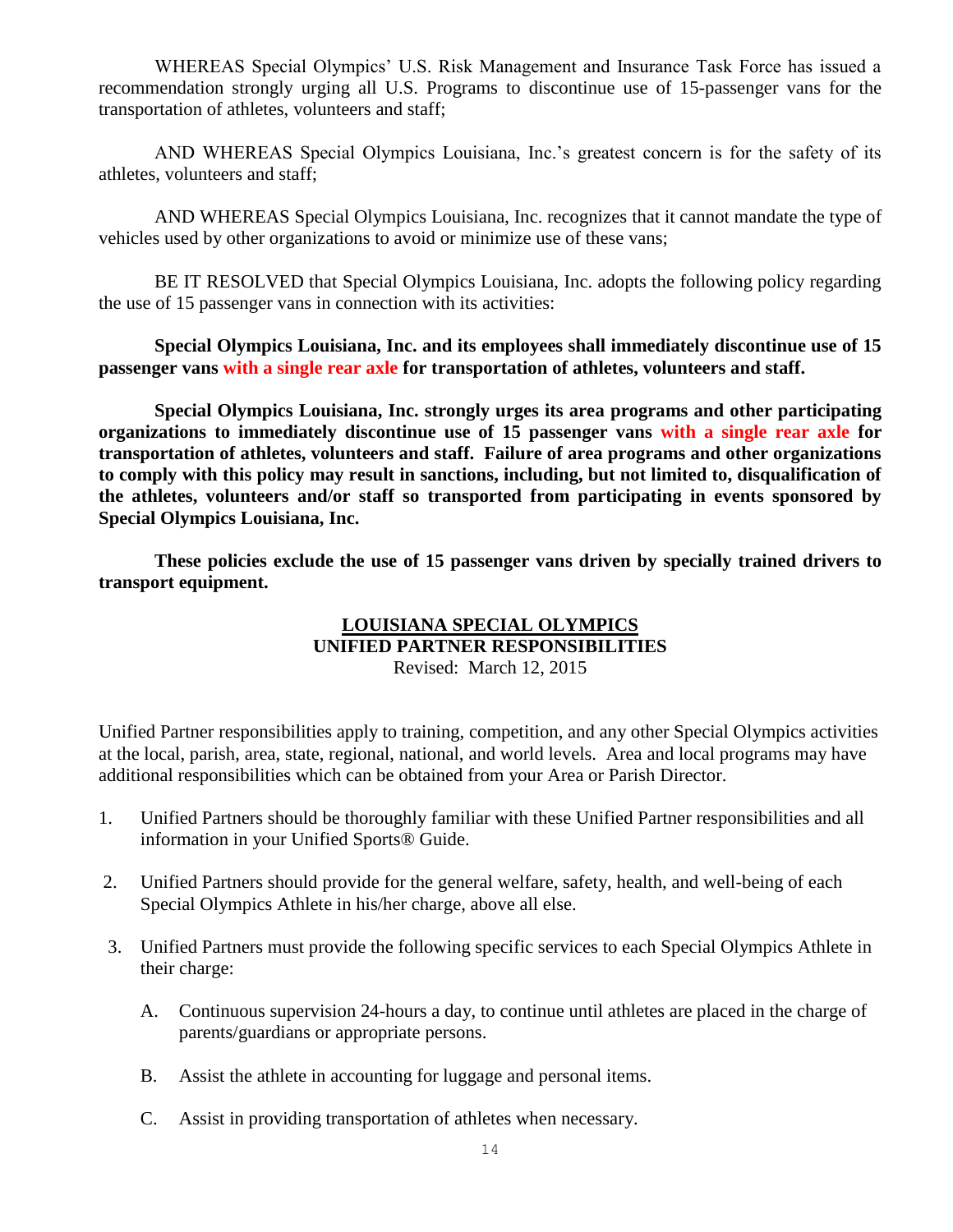WHEREAS Special Olympics' U.S. Risk Management and Insurance Task Force has issued a recommendation strongly urging all U.S. Programs to discontinue use of 15-passenger vans for the transportation of athletes, volunteers and staff;

AND WHEREAS Special Olympics Louisiana, Inc.'s greatest concern is for the safety of its athletes, volunteers and staff;

AND WHEREAS Special Olympics Louisiana, Inc. recognizes that it cannot mandate the type of vehicles used by other organizations to avoid or minimize use of these vans;

BE IT RESOLVED that Special Olympics Louisiana, Inc. adopts the following policy regarding the use of 15 passenger vans in connection with its activities:

**Special Olympics Louisiana, Inc. and its employees shall immediately discontinue use of 15 passenger vans with a single rear axle for transportation of athletes, volunteers and staff.**

**Special Olympics Louisiana, Inc. strongly urges its area programs and other participating organizations to immediately discontinue use of 15 passenger vans with a single rear axle for transportation of athletes, volunteers and staff. Failure of area programs and other organizations to comply with this policy may result in sanctions, including, but not limited to, disqualification of the athletes, volunteers and/or staff so transported from participating in events sponsored by Special Olympics Louisiana, Inc.**

**These policies exclude the use of 15 passenger vans driven by specially trained drivers to transport equipment.**

## LOUISIANA SPECIAL OLYMPICS
## UNIFIED PARTNER RESPONSIBILITIES

Revised: March 12, 2015

Unified Partner responsibilities apply to training, competition, and any other Special Olympics activities at the local, parish, area, state, regional, national, and world levels. Area and local programs may have additional responsibilities which can be obtained from your Area or Parish Director.

1. Unified Partners should be thoroughly familiar with these Unified Partner responsibilities and all information in your Unified Sports® Guide.

2. Unified Partners should provide for the general welfare, safety, health, and well-being of each Special Olympics Athlete in his/her charge, above all else.

3. Unified Partners must provide the following specific services to each Special Olympics Athlete in their charge:

   A. Continuous supervision 24-hours a day, to continue until athletes are placed in the charge of parents/guardians or appropriate persons.

   B. Assist the athlete in accounting for luggage and personal items.

   C. Assist in providing transportation of athletes when necessary.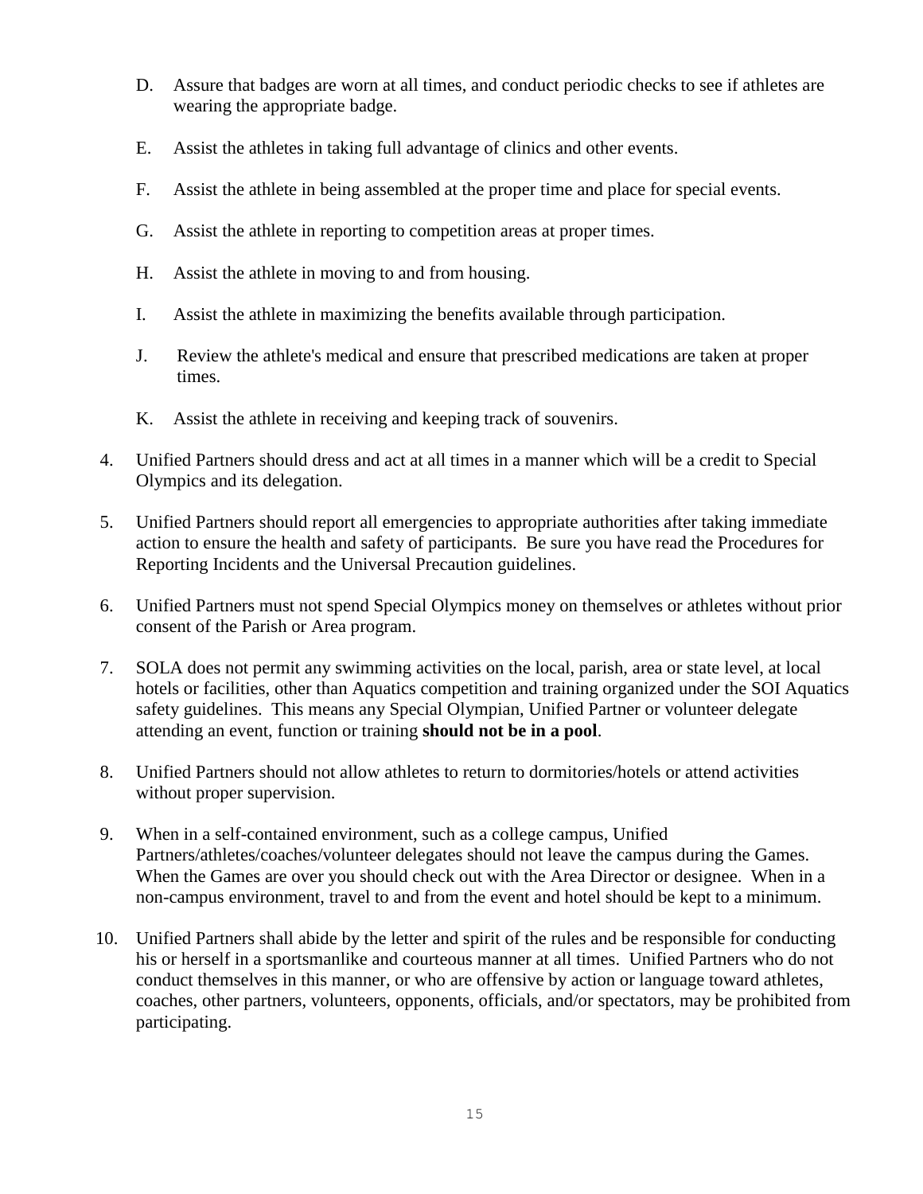D. Assure that badges are worn at all times, and conduct periodic checks to see if athletes are wearing the appropriate badge.

E. Assist the athletes in taking full advantage of clinics and other events.

F. Assist the athlete in being assembled at the proper time and place for special events.

G. Assist the athlete in reporting to competition areas at proper times.

H. Assist the athlete in moving to and from housing.

I. Assist the athlete in maximizing the benefits available through participation.

J. Review the athlete's medical and ensure that prescribed medications are taken at proper times.

K. Assist the athlete in receiving and keeping track of souvenirs.

4. Unified Partners should dress and act at all times in a manner which will be a credit to Special Olympics and its delegation.

5. Unified Partners should report all emergencies to appropriate authorities after taking immediate action to ensure the health and safety of participants. Be sure you have read the Procedures for Reporting Incidents and the Universal Precaution guidelines.

6. Unified Partners must not spend Special Olympics money on themselves or athletes without prior consent of the Parish or Area program.

7. SOLA does not permit any swimming activities on the local, parish, area or state level, at local hotels or facilities, other than Aquatics competition and training organized under the SOI Aquatics safety guidelines. This means any Special Olympian, Unified Partner or volunteer delegate attending an event, function or training **should not be in a pool**.

8. Unified Partners should not allow athletes to return to dormitories/hotels or attend activities without proper supervision.

9. When in a self-contained environment, such as a college campus, Unified Partners/athletes/coaches/volunteer delegates should not leave the campus during the Games. When the Games are over you should check out with the Area Director or designee. When in a non-campus environment, travel to and from the event and hotel should be kept to a minimum.

10. Unified Partners shall abide by the letter and spirit of the rules and be responsible for conducting his or herself in a sportsmanlike and courteous manner at all times. Unified Partners who do not conduct themselves in this manner, or who are offensive by action or language toward athletes, coaches, other partners, volunteers, opponents, officials, and/or spectators, may be prohibited from participating.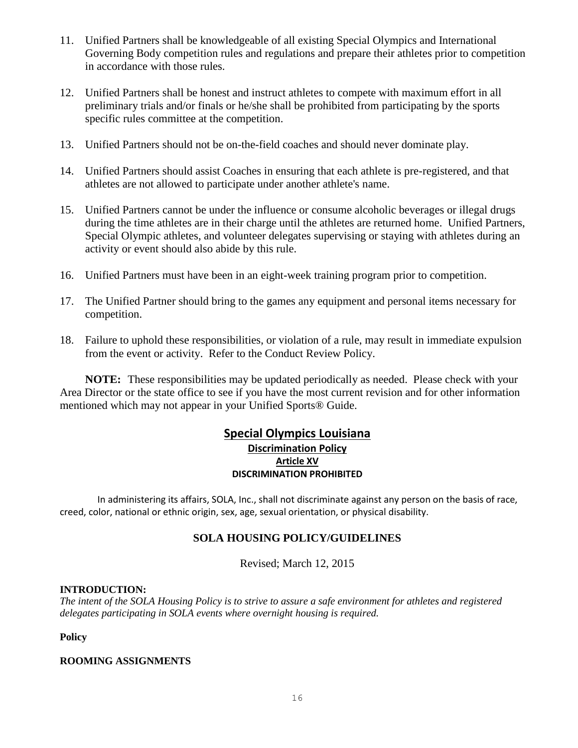11. Unified Partners shall be knowledgeable of all existing Special Olympics and International Governing Body competition rules and regulations and prepare their athletes prior to competition in accordance with those rules.

12. Unified Partners shall be honest and instruct athletes to compete with maximum effort in all preliminary trials and/or finals or he/she shall be prohibited from participating by the sports specific rules committee at the competition.

13. Unified Partners should not be on-the-field coaches and should never dominate play.

14. Unified Partners should assist Coaches in ensuring that each athlete is pre-registered, and that athletes are not allowed to participate under another athlete's name.

15. Unified Partners cannot be under the influence or consume alcoholic beverages or illegal drugs during the time athletes are in their charge until the athletes are returned home. Unified Partners, Special Olympic athletes, and volunteer delegates supervising or staying with athletes during an activity or event should also abide by this rule.

16. Unified Partners must have been in an eight-week training program prior to competition.

17. The Unified Partner should bring to the games any equipment and personal items necessary for competition.

18. Failure to uphold these responsibilities, or violation of a rule, may result in immediate expulsion from the event or activity. Refer to the Conduct Review Policy.

**NOTE:** These responsibilities may be updated periodically as needed. Please check with your Area Director or the state office to see if you have the most current revision and for other information mentioned which may not appear in your Unified Sports® Guide.

## Special Olympics Louisiana

### Discrimination Policy

### Article XV

### DISCRIMINATION PROHIBITED

In administering its affairs, SOLA, Inc., shall not discriminate against any person on the basis of race, creed, color, national or ethnic origin, sex, age, sexual orientation, or physical disability.

## SOLA HOUSING POLICY/GUIDELINES

Revised; March 12, 2015

**INTRODUCTION:**

*The intent of the SOLA Housing Policy is to strive to assure a safe environment for athletes and registered delegates participating in SOLA events where overnight housing is required.*

**Policy**

**ROOMING ASSIGNMENTS**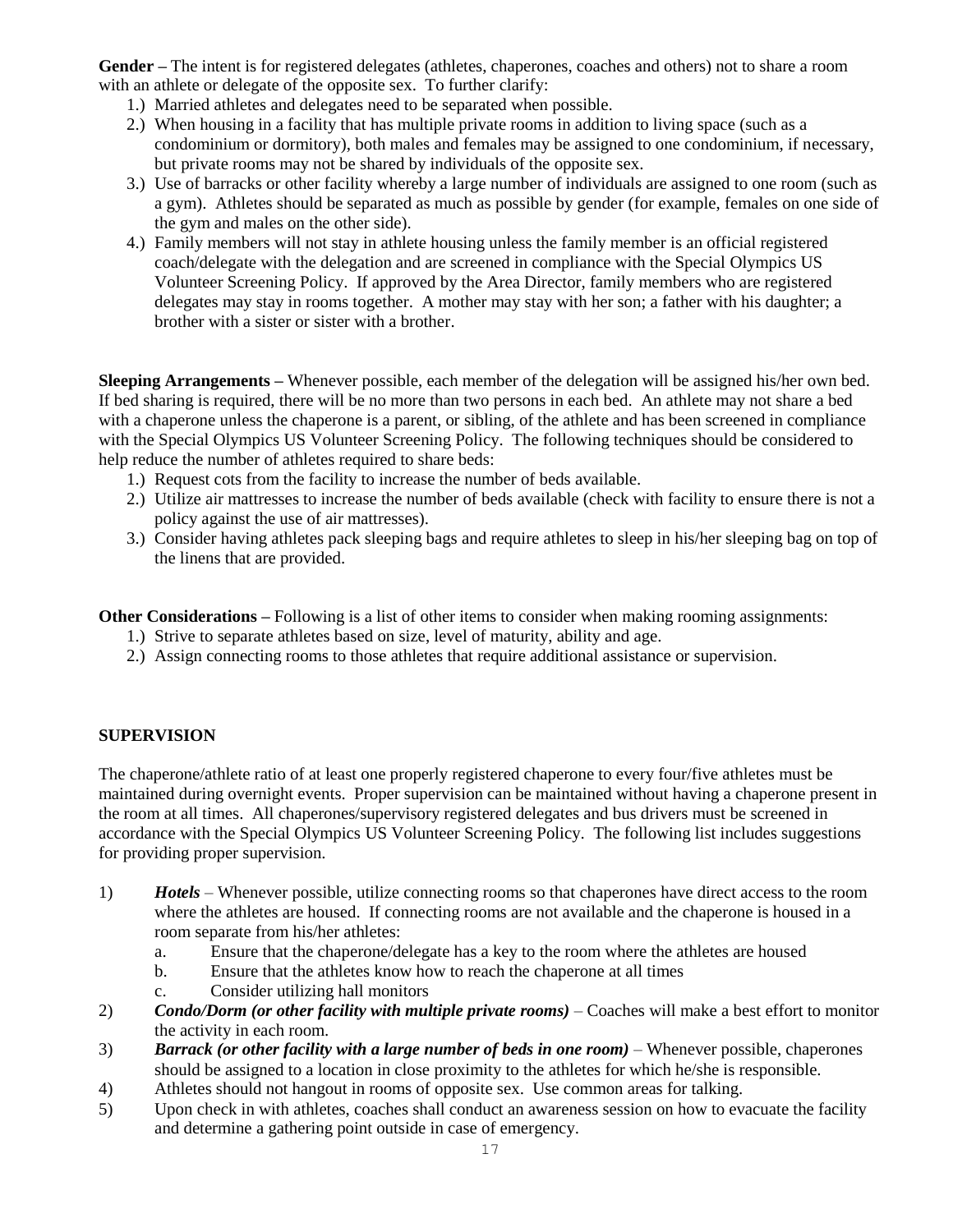**Gender –** The intent is for registered delegates (athletes, chaperones, coaches and others) not to share a room with an athlete or delegate of the opposite sex. To further clarify:

1.) Married athletes and delegates need to be separated when possible.
2.) When housing in a facility that has multiple private rooms in addition to living space (such as a condominium or dormitory), both males and females may be assigned to one condominium, if necessary, but private rooms may not be shared by individuals of the opposite sex.
3.) Use of barracks or other facility whereby a large number of individuals are assigned to one room (such as a gym). Athletes should be separated as much as possible by gender (for example, females on one side of the gym and males on the other side).
4.) Family members will not stay in athlete housing unless the family member is an official registered coach/delegate with the delegation and are screened in compliance with the Special Olympics US Volunteer Screening Policy. If approved by the Area Director, family members who are registered delegates may stay in rooms together. A mother may stay with her son; a father with his daughter; a brother with a sister or sister with a brother.

**Sleeping Arrangements –** Whenever possible, each member of the delegation will be assigned his/her own bed. If bed sharing is required, there will be no more than two persons in each bed. An athlete may not share a bed with a chaperone unless the chaperone is a parent, or sibling, of the athlete and has been screened in compliance with the Special Olympics US Volunteer Screening Policy. The following techniques should be considered to help reduce the number of athletes required to share beds:

1.) Request cots from the facility to increase the number of beds available.
2.) Utilize air mattresses to increase the number of beds available (check with facility to ensure there is not a policy against the use of air mattresses).
3.) Consider having athletes pack sleeping bags and require athletes to sleep in his/her sleeping bag on top of the linens that are provided.

**Other Considerations –** Following is a list of other items to consider when making rooming assignments:

1.) Strive to separate athletes based on size, level of maturity, ability and age.
2.) Assign connecting rooms to those athletes that require additional assistance or supervision.

**SUPERVISION**

The chaperone/athlete ratio of at least one properly registered chaperone to every four/five athletes must be maintained during overnight events. Proper supervision can be maintained without having a chaperone present in the room at all times. All chaperones/supervisory registered delegates and bus drivers must be screened in accordance with the Special Olympics US Volunteer Screening Policy. The following list includes suggestions for providing proper supervision.

1) ***Hotels*** – Whenever possible, utilize connecting rooms so that chaperones have direct access to the room where the athletes are housed. If connecting rooms are not available and the chaperone is housed in a room separate from his/her athletes:
   a. Ensure that the chaperone/delegate has a key to the room where the athletes are housed
   b. Ensure that the athletes know how to reach the chaperone at all times
   c. Consider utilizing hall monitors
2) ***Condo/Dorm (or other facility with multiple private rooms)*** – Coaches will make a best effort to monitor the activity in each room.
3) ***Barrack (or other facility with a large number of beds in one room)*** – Whenever possible, chaperones should be assigned to a location in close proximity to the athletes for which he/she is responsible.
4) Athletes should not hangout in rooms of opposite sex. Use common areas for talking.
5) Upon check in with athletes, coaches shall conduct an awareness session on how to evacuate the facility and determine a gathering point outside in case of emergency.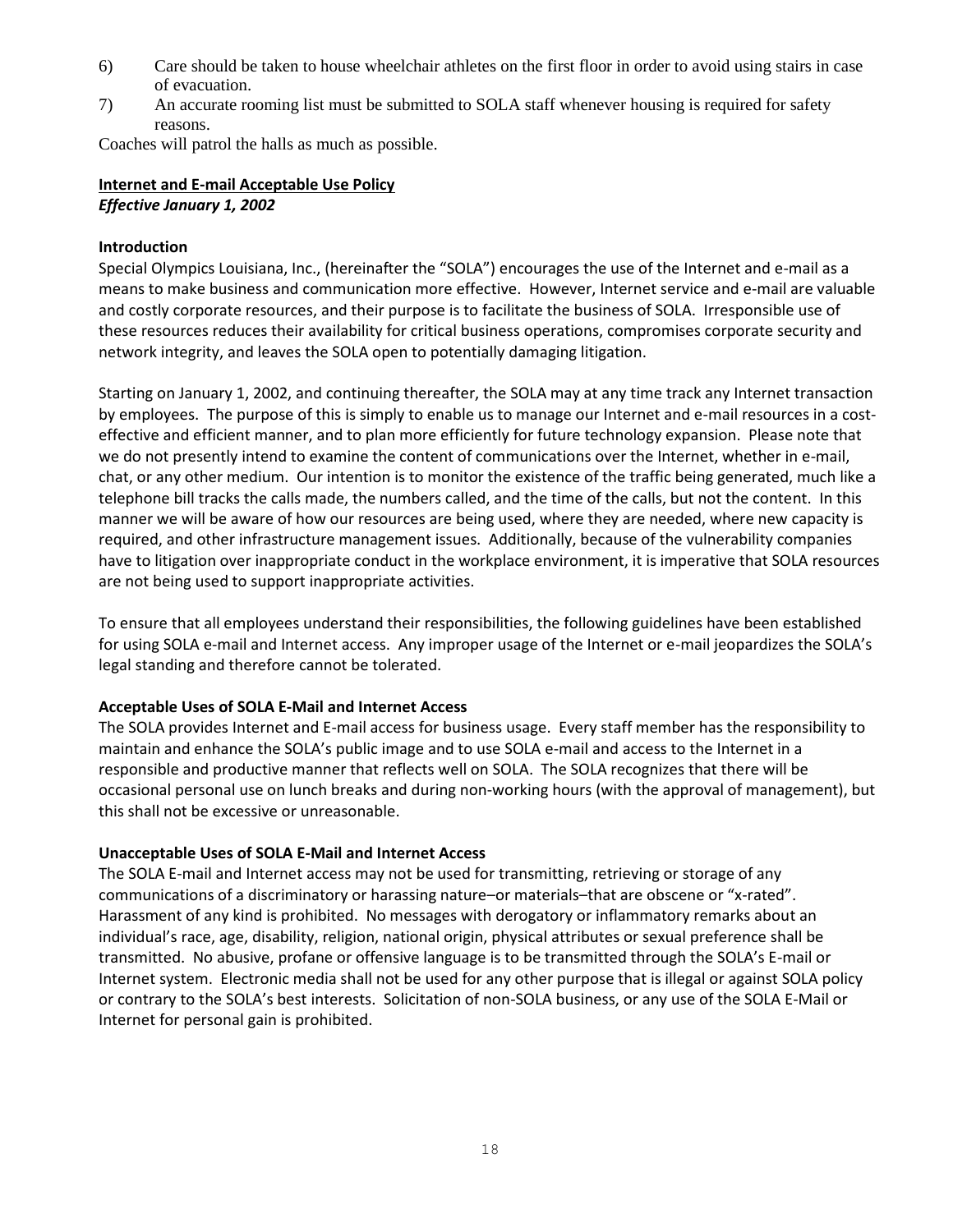6) Care should be taken to house wheelchair athletes on the first floor in order to avoid using stairs in case of evacuation.
7) An accurate rooming list must be submitted to SOLA staff whenever housing is required for safety reasons.

Coaches will patrol the halls as much as possible.

## Internet and E-mail Acceptable Use Policy

***Effective January 1, 2002***

### Introduction

Special Olympics Louisiana, Inc., (hereinafter the "SOLA") encourages the use of the Internet and e-mail as a means to make business and communication more effective. However, Internet service and e-mail are valuable and costly corporate resources, and their purpose is to facilitate the business of SOLA. Irresponsible use of these resources reduces their availability for critical business operations, compromises corporate security and network integrity, and leaves the SOLA open to potentially damaging litigation.

Starting on January 1, 2002, and continuing thereafter, the SOLA may at any time track any Internet transaction by employees. The purpose of this is simply to enable us to manage our Internet and e-mail resources in a cost-effective and efficient manner, and to plan more efficiently for future technology expansion. Please note that we do not presently intend to examine the content of communications over the Internet, whether in e-mail, chat, or any other medium. Our intention is to monitor the existence of the traffic being generated, much like a telephone bill tracks the calls made, the numbers called, and the time of the calls, but not the content. In this manner we will be aware of how our resources are being used, where they are needed, where new capacity is required, and other infrastructure management issues. Additionally, because of the vulnerability companies have to litigation over inappropriate conduct in the workplace environment, it is imperative that SOLA resources are not being used to support inappropriate activities.

To ensure that all employees understand their responsibilities, the following guidelines have been established for using SOLA e-mail and Internet access. Any improper usage of the Internet or e-mail jeopardizes the SOLA's legal standing and therefore cannot be tolerated.

### Acceptable Uses of SOLA E-Mail and Internet Access

The SOLA provides Internet and E-mail access for business usage. Every staff member has the responsibility to maintain and enhance the SOLA's public image and to use SOLA e-mail and access to the Internet in a responsible and productive manner that reflects well on SOLA. The SOLA recognizes that there will be occasional personal use on lunch breaks and during non-working hours (with the approval of management), but this shall not be excessive or unreasonable.

### Unacceptable Uses of SOLA E-Mail and Internet Access

The SOLA E-mail and Internet access may not be used for transmitting, retrieving or storage of any communications of a discriminatory or harassing nature–or materials–that are obscene or "x-rated". Harassment of any kind is prohibited. No messages with derogatory or inflammatory remarks about an individual's race, age, disability, religion, national origin, physical attributes or sexual preference shall be transmitted. No abusive, profane or offensive language is to be transmitted through the SOLA's E-mail or Internet system. Electronic media shall not be used for any other purpose that is illegal or against SOLA policy or contrary to the SOLA's best interests. Solicitation of non-SOLA business, or any use of the SOLA E-Mail or Internet for personal gain is prohibited.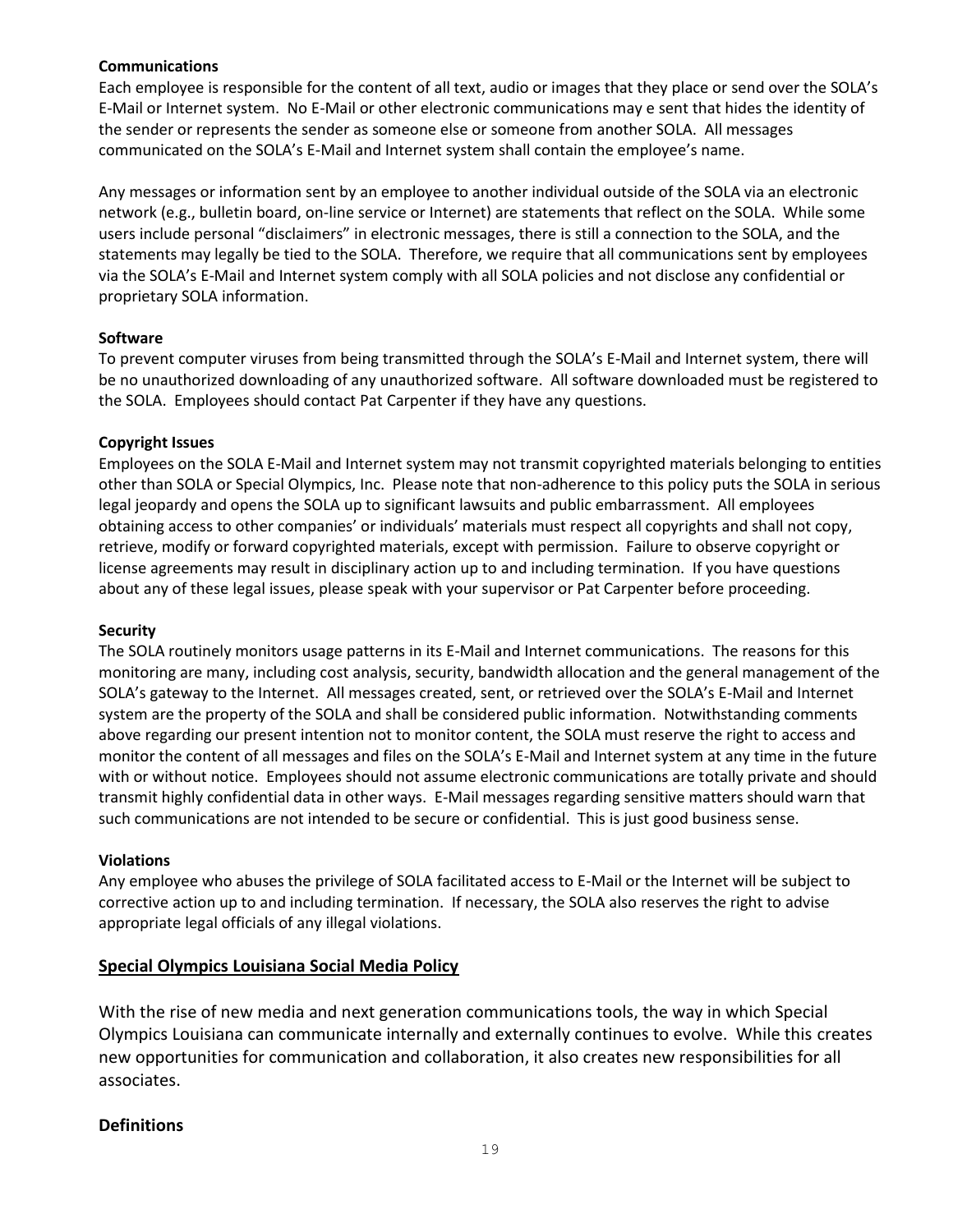**Communications**

Each employee is responsible for the content of all text, audio or images that they place or send over the SOLA's E-Mail or Internet system. No E-Mail or other electronic communications may e sent that hides the identity of the sender or represents the sender as someone else or someone from another SOLA. All messages communicated on the SOLA's E-Mail and Internet system shall contain the employee's name.

Any messages or information sent by an employee to another individual outside of the SOLA via an electronic network (e.g., bulletin board, on-line service or Internet) are statements that reflect on the SOLA. While some users include personal "disclaimers" in electronic messages, there is still a connection to the SOLA, and the statements may legally be tied to the SOLA. Therefore, we require that all communications sent by employees via the SOLA's E-Mail and Internet system comply with all SOLA policies and not disclose any confidential or proprietary SOLA information.

**Software**

To prevent computer viruses from being transmitted through the SOLA's E-Mail and Internet system, there will be no unauthorized downloading of any unauthorized software. All software downloaded must be registered to the SOLA. Employees should contact Pat Carpenter if they have any questions.

**Copyright Issues**

Employees on the SOLA E-Mail and Internet system may not transmit copyrighted materials belonging to entities other than SOLA or Special Olympics, Inc. Please note that non-adherence to this policy puts the SOLA in serious legal jeopardy and opens the SOLA up to significant lawsuits and public embarrassment. All employees obtaining access to other companies' or individuals' materials must respect all copyrights and shall not copy, retrieve, modify or forward copyrighted materials, except with permission. Failure to observe copyright or license agreements may result in disciplinary action up to and including termination. If you have questions about any of these legal issues, please speak with your supervisor or Pat Carpenter before proceeding.

**Security**

The SOLA routinely monitors usage patterns in its E-Mail and Internet communications. The reasons for this monitoring are many, including cost analysis, security, bandwidth allocation and the general management of the SOLA's gateway to the Internet. All messages created, sent, or retrieved over the SOLA's E-Mail and Internet system are the property of the SOLA and shall be considered public information. Notwithstanding comments above regarding our present intention not to monitor content, the SOLA must reserve the right to access and monitor the content of all messages and files on the SOLA's E-Mail and Internet system at any time in the future with or without notice. Employees should not assume electronic communications are totally private and should transmit highly confidential data in other ways. E-Mail messages regarding sensitive matters should warn that such communications are not intended to be secure or confidential. This is just good business sense.

**Violations**

Any employee who abuses the privilege of SOLA facilitated access to E-Mail or the Internet will be subject to corrective action up to and including termination. If necessary, the SOLA also reserves the right to advise appropriate legal officials of any illegal violations.

## Special Olympics Louisiana Social Media Policy

With the rise of new media and next generation communications tools, the way in which Special Olympics Louisiana can communicate internally and externally continues to evolve. While this creates new opportunities for communication and collaboration, it also creates new responsibilities for all associates.

### Definitions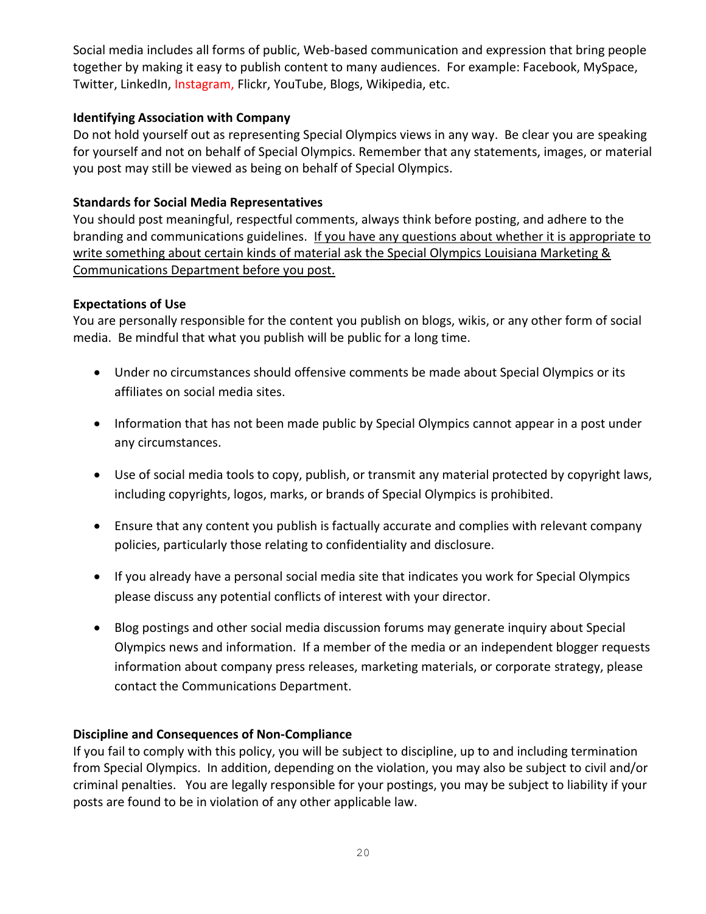Social media includes all forms of public, Web-based communication and expression that bring people together by making it easy to publish content to many audiences. For example: Facebook, MySpace, Twitter, LinkedIn, Instagram, Flickr, YouTube, Blogs, Wikipedia, etc.

**Identifying Association with Company**

Do not hold yourself out as representing Special Olympics views in any way. Be clear you are speaking for yourself and not on behalf of Special Olympics. Remember that any statements, images, or material you post may still be viewed as being on behalf of Special Olympics.

**Standards for Social Media Representatives**

You should post meaningful, respectful comments, always think before posting, and adhere to the branding and communications guidelines. <u>If you have any questions about whether it is appropriate to write something about certain kinds of material ask the Special Olympics Louisiana Marketing & Communications Department before you post.</u>

**Expectations of Use**

You are personally responsible for the content you publish on blogs, wikis, or any other form of social media. Be mindful that what you publish will be public for a long time.

- Under no circumstances should offensive comments be made about Special Olympics or its affiliates on social media sites.
- Information that has not been made public by Special Olympics cannot appear in a post under any circumstances.
- Use of social media tools to copy, publish, or transmit any material protected by copyright laws, including copyrights, logos, marks, or brands of Special Olympics is prohibited.
- Ensure that any content you publish is factually accurate and complies with relevant company policies, particularly those relating to confidentiality and disclosure.
- If you already have a personal social media site that indicates you work for Special Olympics please discuss any potential conflicts of interest with your director.
- Blog postings and other social media discussion forums may generate inquiry about Special Olympics news and information. If a member of the media or an independent blogger requests information about company press releases, marketing materials, or corporate strategy, please contact the Communications Department.

**Discipline and Consequences of Non-Compliance**

If you fail to comply with this policy, you will be subject to discipline, up to and including termination from Special Olympics. In addition, depending on the violation, you may also be subject to civil and/or criminal penalties. You are legally responsible for your postings, you may be subject to liability if your posts are found to be in violation of any other applicable law.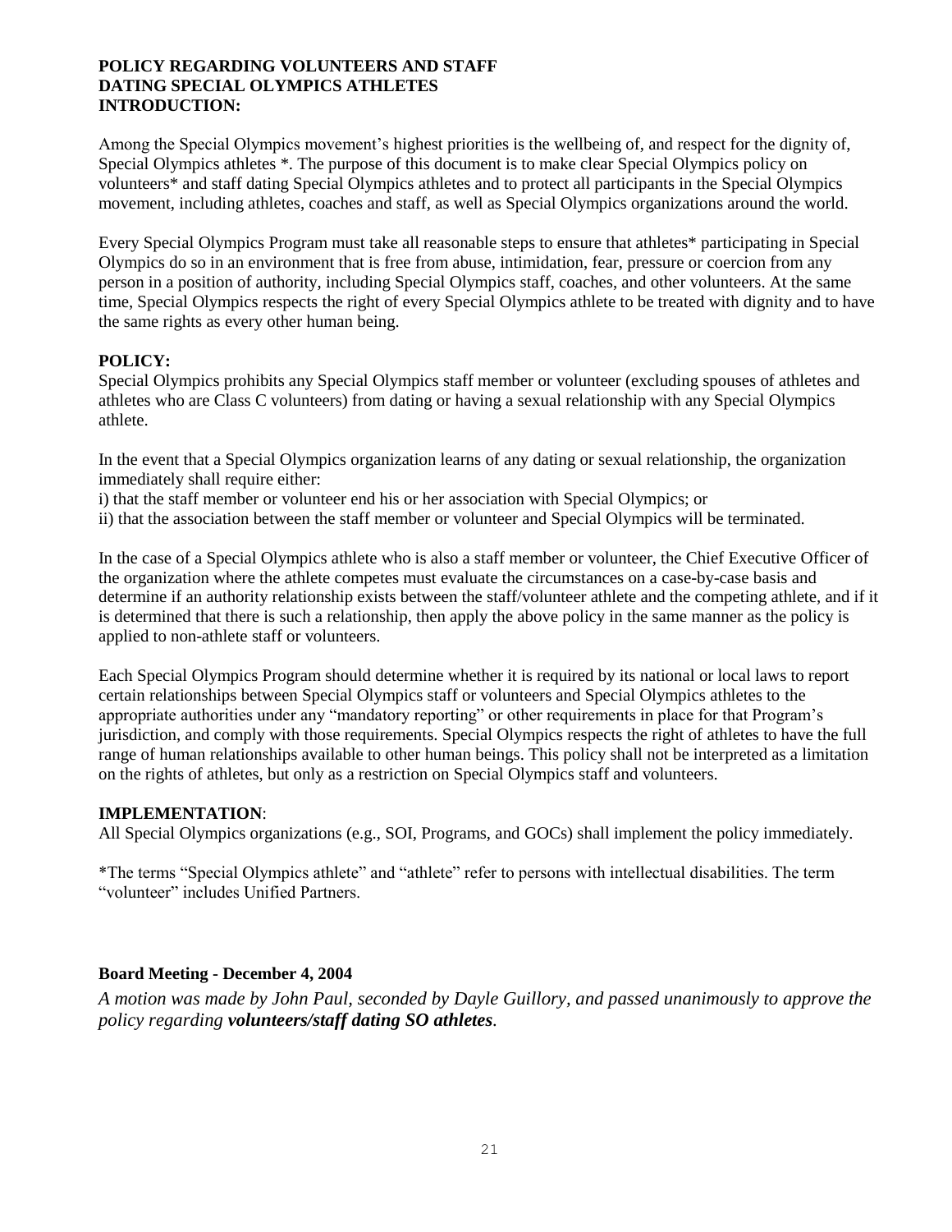**POLICY REGARDING VOLUNTEERS AND STAFF DATING SPECIAL OLYMPICS ATHLETES**
**INTRODUCTION:**

Among the Special Olympics movement's highest priorities is the wellbeing of, and respect for the dignity of, Special Olympics athletes *. The purpose of this document is to make clear Special Olympics policy on volunteers* and staff dating Special Olympics athletes and to protect all participants in the Special Olympics movement, including athletes, coaches and staff, as well as Special Olympics organizations around the world.

Every Special Olympics Program must take all reasonable steps to ensure that athletes* participating in Special Olympics do so in an environment that is free from abuse, intimidation, fear, pressure or coercion from any person in a position of authority, including Special Olympics staff, coaches, and other volunteers. At the same time, Special Olympics respects the right of every Special Olympics athlete to be treated with dignity and to have the same rights as every other human being.

**POLICY:**

Special Olympics prohibits any Special Olympics staff member or volunteer (excluding spouses of athletes and athletes who are Class C volunteers) from dating or having a sexual relationship with any Special Olympics athlete.

In the event that a Special Olympics organization learns of any dating or sexual relationship, the organization immediately shall require either:

i) that the staff member or volunteer end his or her association with Special Olympics; or
ii) that the association between the staff member or volunteer and Special Olympics will be terminated.

In the case of a Special Olympics athlete who is also a staff member or volunteer, the Chief Executive Officer of the organization where the athlete competes must evaluate the circumstances on a case-by-case basis and determine if an authority relationship exists between the staff/volunteer athlete and the competing athlete, and if it is determined that there is such a relationship, then apply the above policy in the same manner as the policy is applied to non-athlete staff or volunteers.

Each Special Olympics Program should determine whether it is required by its national or local laws to report certain relationships between Special Olympics staff or volunteers and Special Olympics athletes to the appropriate authorities under any "mandatory reporting" or other requirements in place for that Program's jurisdiction, and comply with those requirements. Special Olympics respects the right of athletes to have the full range of human relationships available to other human beings. This policy shall not be interpreted as a limitation on the rights of athletes, but only as a restriction on Special Olympics staff and volunteers.

**IMPLEMENTATION**:

All Special Olympics organizations (e.g., SOI, Programs, and GOCs) shall implement the policy immediately.

*The terms "Special Olympics athlete" and "athlete" refer to persons with intellectual disabilities. The term "volunteer" includes Unified Partners.

**Board Meeting - December 4, 2004**

*A motion was made by John Paul, seconded by Dayle Guillory, and passed unanimously to approve the policy regarding **volunteers/staff dating SO athletes**.*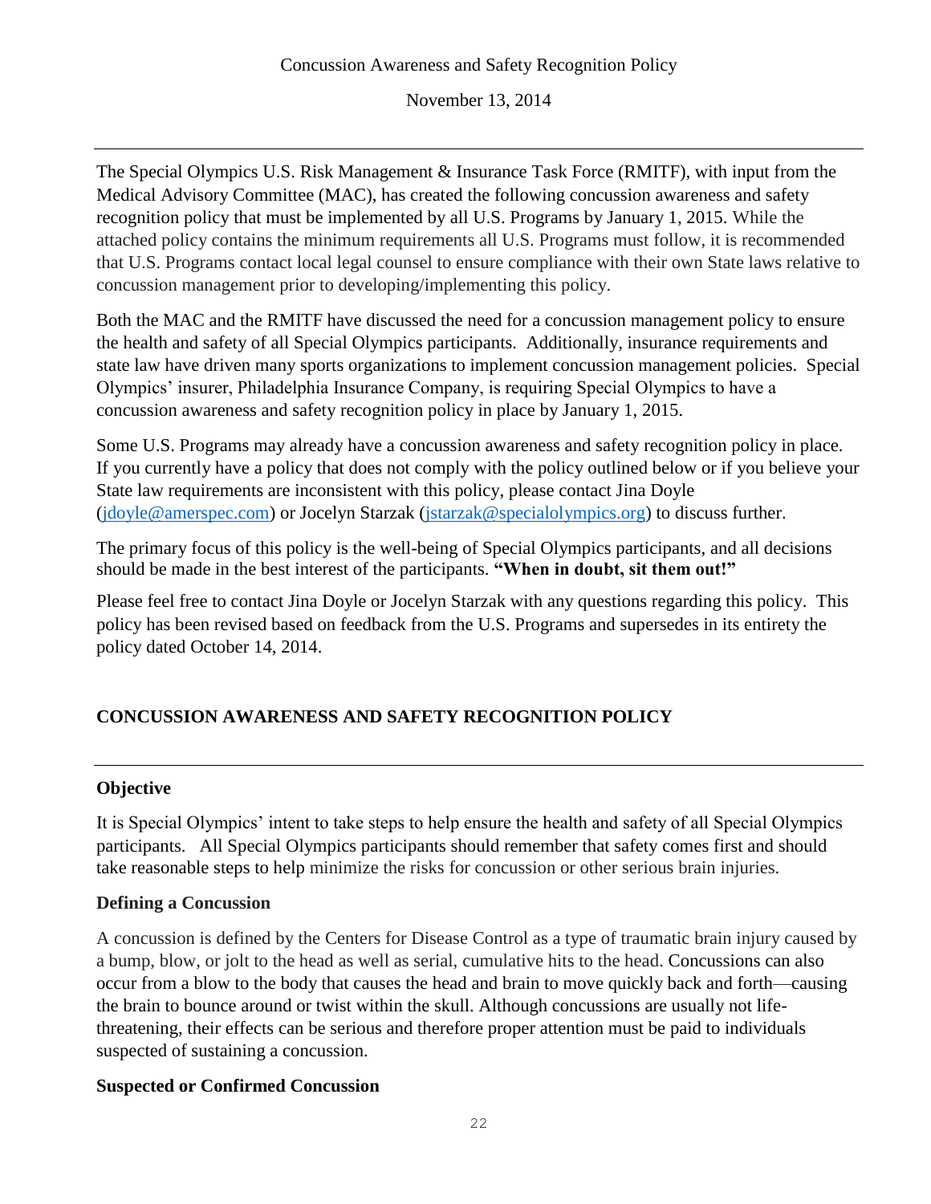Concussion Awareness and Safety Recognition Policy

November 13, 2014

---

The Special Olympics U.S. Risk Management & Insurance Task Force (RMITF), with input from the Medical Advisory Committee (MAC), has created the following concussion awareness and safety recognition policy that must be implemented by all U.S. Programs by January 1, 2015. While the attached policy contains the minimum requirements all U.S. Programs must follow, it is recommended that U.S. Programs contact local legal counsel to ensure compliance with their own State laws relative to concussion management prior to developing/implementing this policy.

Both the MAC and the RMITF have discussed the need for a concussion management policy to ensure the health and safety of all Special Olympics participants. Additionally, insurance requirements and state law have driven many sports organizations to implement concussion management policies. Special Olympics' insurer, Philadelphia Insurance Company, is requiring Special Olympics to have a concussion awareness and safety recognition policy in place by January 1, 2015.

Some U.S. Programs may already have a concussion awareness and safety recognition policy in place. If you currently have a policy that does not comply with the policy outlined below or if you believe your State law requirements are inconsistent with this policy, please contact Jina Doyle (jdoyle@amerspec.com) or Jocelyn Starzak (jstarzak@specialolympics.org) to discuss further.

The primary focus of this policy is the well-being of Special Olympics participants, and all decisions should be made in the best interest of the participants. **"When in doubt, sit them out!"**

Please feel free to contact Jina Doyle or Jocelyn Starzak with any questions regarding this policy. This policy has been revised based on feedback from the U.S. Programs and supersedes in its entirety the policy dated October 14, 2014.

## CONCUSSION AWARENESS AND SAFETY RECOGNITION POLICY

---

### Objective

It is Special Olympics' intent to take steps to help ensure the health and safety of all Special Olympics participants. All Special Olympics participants should remember that safety comes first and should take reasonable steps to help minimize the risks for concussion or other serious brain injuries.

### Defining a Concussion

A concussion is defined by the Centers for Disease Control as a type of traumatic brain injury caused by a bump, blow, or jolt to the head as well as serial, cumulative hits to the head. Concussions can also occur from a blow to the body that causes the head and brain to move quickly back and forth—causing the brain to bounce around or twist within the skull. Although concussions are usually not life-threatening, their effects can be serious and therefore proper attention must be paid to individuals suspected of sustaining a concussion.

### Suspected or Confirmed Concussion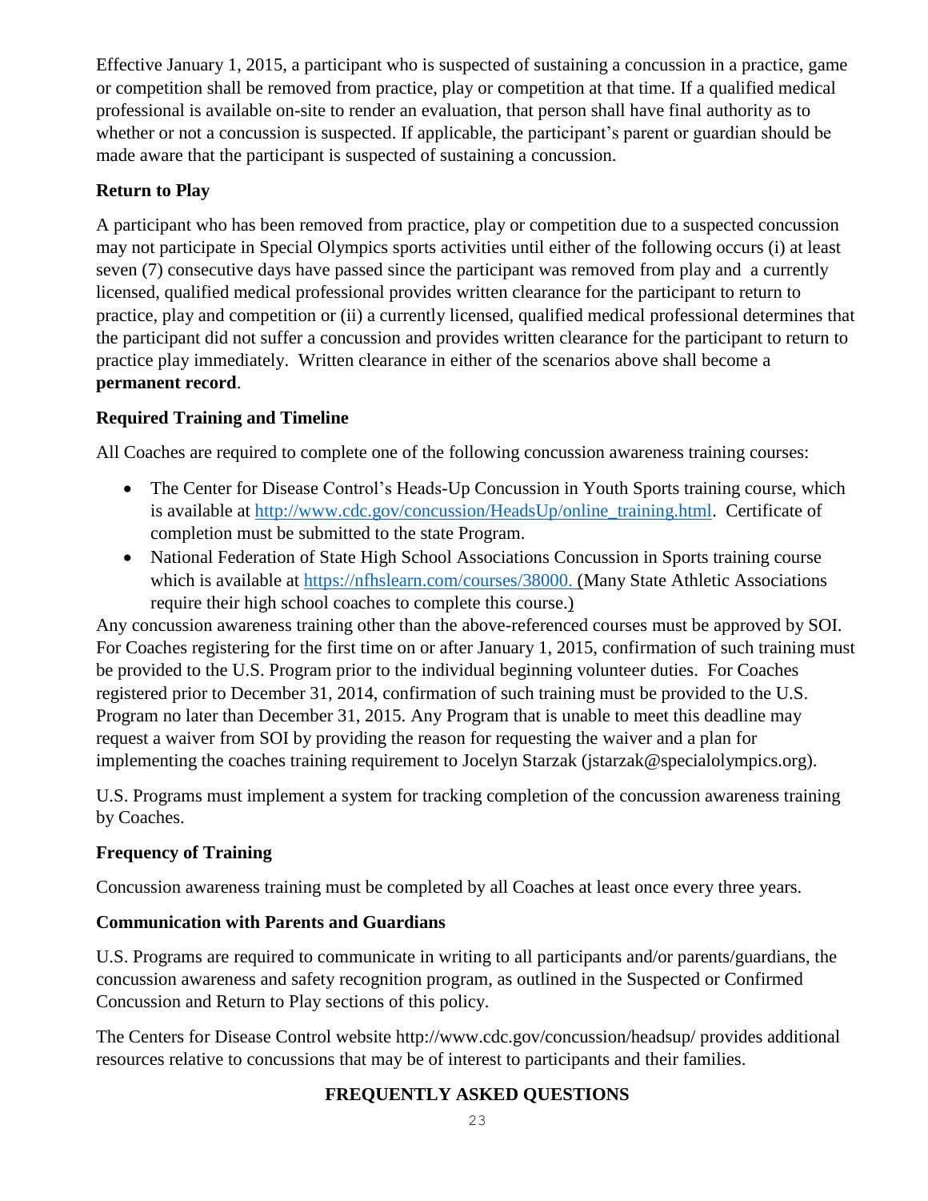Effective January 1, 2015, a participant who is suspected of sustaining a concussion in a practice, game or competition shall be removed from practice, play or competition at that time. If a qualified medical professional is available on-site to render an evaluation, that person shall have final authority as to whether or not a concussion is suspected. If applicable, the participant's parent or guardian should be made aware that the participant is suspected of sustaining a concussion.

### Return to Play

A participant who has been removed from practice, play or competition due to a suspected concussion may not participate in Special Olympics sports activities until either of the following occurs (i) at least seven (7) consecutive days have passed since the participant was removed from play and a currently licensed, qualified medical professional provides written clearance for the participant to return to practice, play and competition or (ii) a currently licensed, qualified medical professional determines that the participant did not suffer a concussion and provides written clearance for the participant to return to practice play immediately. Written clearance in either of the scenarios above shall become a **permanent record**.

### Required Training and Timeline

All Coaches are required to complete one of the following concussion awareness training courses:

- The Center for Disease Control's Heads-Up Concussion in Youth Sports training course, which is available at [http://www.cdc.gov/concussion/HeadsUp/online_training.html](http://www.cdc.gov/concussion/HeadsUp/online_training.html). Certificate of completion must be submitted to the state Program.
- National Federation of State High School Associations Concussion in Sports training course which is available at [https://nfhslearn.com/courses/38000.](https://nfhslearn.com/courses/38000) (Many State Athletic Associations require their high school coaches to complete this course.)

Any concussion awareness training other than the above-referenced courses must be approved by SOI. For Coaches registering for the first time on or after January 1, 2015, confirmation of such training must be provided to the U.S. Program prior to the individual beginning volunteer duties. For Coaches registered prior to December 31, 2014, confirmation of such training must be provided to the U.S. Program no later than December 31, 2015. Any Program that is unable to meet this deadline may request a waiver from SOI by providing the reason for requesting the waiver and a plan for implementing the coaches training requirement to Jocelyn Starzak (jstarzak@specialolympics.org).

U.S. Programs must implement a system for tracking completion of the concussion awareness training by Coaches.

### Frequency of Training

Concussion awareness training must be completed by all Coaches at least once every three years.

### Communication with Parents and Guardians

U.S. Programs are required to communicate in writing to all participants and/or parents/guardians, the concussion awareness and safety recognition program, as outlined in the Suspected or Confirmed Concussion and Return to Play sections of this policy.

The Centers for Disease Control website http://www.cdc.gov/concussion/headsup/ provides additional resources relative to concussions that may be of interest to participants and their families.

## FREQUENTLY ASKED QUESTIONS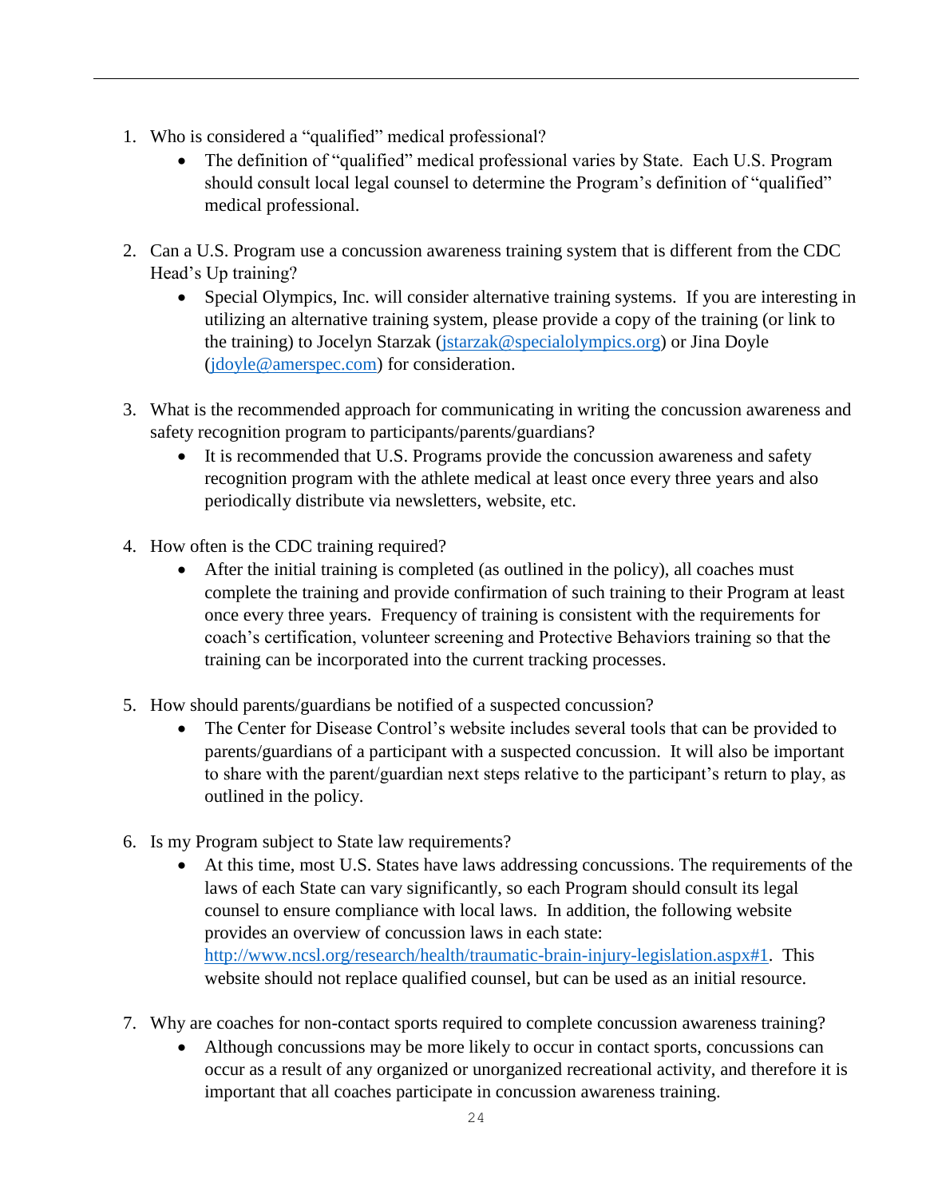1. Who is considered a "qualified" medical professional?
   - The definition of "qualified" medical professional varies by State. Each U.S. Program should consult local legal counsel to determine the Program's definition of "qualified" medical professional.

2. Can a U.S. Program use a concussion awareness training system that is different from the CDC Head's Up training?
   - Special Olympics, Inc. will consider alternative training systems. If you are interesting in utilizing an alternative training system, please provide a copy of the training (or link to the training) to Jocelyn Starzak (jstarzak@specialolympics.org) or Jina Doyle (jdoyle@amerspec.com) for consideration.

3. What is the recommended approach for communicating in writing the concussion awareness and safety recognition program to participants/parents/guardians?
   - It is recommended that U.S. Programs provide the concussion awareness and safety recognition program with the athlete medical at least once every three years and also periodically distribute via newsletters, website, etc.

4. How often is the CDC training required?
   - After the initial training is completed (as outlined in the policy), all coaches must complete the training and provide confirmation of such training to their Program at least once every three years. Frequency of training is consistent with the requirements for coach's certification, volunteer screening and Protective Behaviors training so that the training can be incorporated into the current tracking processes.

5. How should parents/guardians be notified of a suspected concussion?
   - The Center for Disease Control's website includes several tools that can be provided to parents/guardians of a participant with a suspected concussion. It will also be important to share with the parent/guardian next steps relative to the participant's return to play, as outlined in the policy.

6. Is my Program subject to State law requirements?
   - At this time, most U.S. States have laws addressing concussions. The requirements of the laws of each State can vary significantly, so each Program should consult its legal counsel to ensure compliance with local laws. In addition, the following website provides an overview of concussion laws in each state: http://www.ncsl.org/research/health/traumatic-brain-injury-legislation.aspx#1. This website should not replace qualified counsel, but can be used as an initial resource.

7. Why are coaches for non-contact sports required to complete concussion awareness training?
   - Although concussions may be more likely to occur in contact sports, concussions can occur as a result of any organized or unorganized recreational activity, and therefore it is important that all coaches participate in concussion awareness training.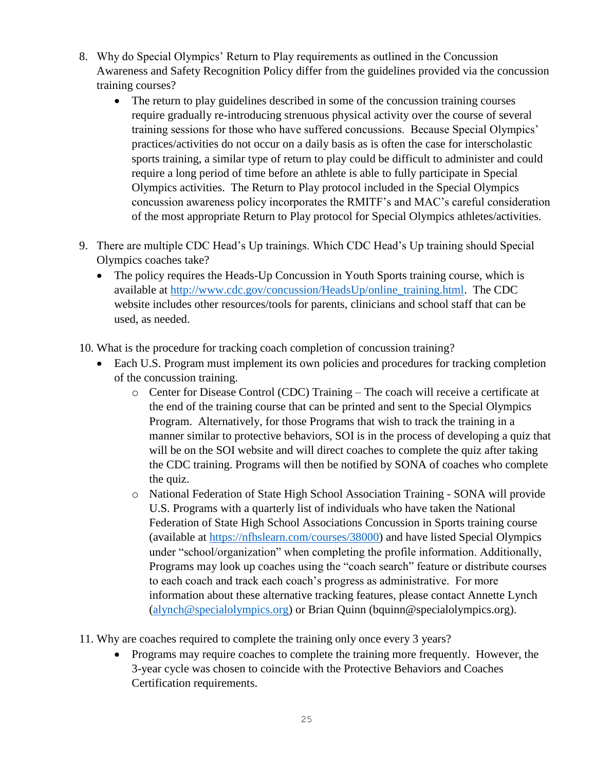8. Why do Special Olympics' Return to Play requirements as outlined in the Concussion Awareness and Safety Recognition Policy differ from the guidelines provided via the concussion training courses?
    - The return to play guidelines described in some of the concussion training courses require gradually re-introducing strenuous physical activity over the course of several training sessions for those who have suffered concussions. Because Special Olympics' practices/activities do not occur on a daily basis as is often the case for interscholastic sports training, a similar type of return to play could be difficult to administer and could require a long period of time before an athlete is able to fully participate in Special Olympics activities. The Return to Play protocol included in the Special Olympics concussion awareness policy incorporates the RMITF's and MAC's careful consideration of the most appropriate Return to Play protocol for Special Olympics athletes/activities.

9. There are multiple CDC Head's Up trainings. Which CDC Head's Up training should Special Olympics coaches take?
    - The policy requires the Heads-Up Concussion in Youth Sports training course, which is available at [http://www.cdc.gov/concussion/HeadsUp/online_training.html](http://www.cdc.gov/concussion/HeadsUp/online_training.html). The CDC website includes other resources/tools for parents, clinicians and school staff that can be used, as needed.

10. What is the procedure for tracking coach completion of concussion training?
    - Each U.S. Program must implement its own policies and procedures for tracking completion of the concussion training.
        - Center for Disease Control (CDC) Training – The coach will receive a certificate at the end of the training course that can be printed and sent to the Special Olympics Program. Alternatively, for those Programs that wish to track the training in a manner similar to protective behaviors, SOI is in the process of developing a quiz that will be on the SOI website and will direct coaches to complete the quiz after taking the CDC training. Programs will then be notified by SONA of coaches who complete the quiz.
        - National Federation of State High School Association Training - SONA will provide U.S. Programs with a quarterly list of individuals who have taken the National Federation of State High School Associations Concussion in Sports training course (available at [https://nfhslearn.com/courses/38000](https://nfhslearn.com/courses/38000)) and have listed Special Olympics under "school/organization" when completing the profile information. Additionally, Programs may look up coaches using the "coach search" feature or distribute courses to each coach and track each coach's progress as administrative. For more information about these alternative tracking features, please contact Annette Lynch ([alynch@specialolympics.org](mailto:alynch@specialolympics.org)) or Brian Quinn (bquinn@specialolympics.org).

11. Why are coaches required to complete the training only once every 3 years?
    - Programs may require coaches to complete the training more frequently. However, the 3-year cycle was chosen to coincide with the Protective Behaviors and Coaches Certification requirements.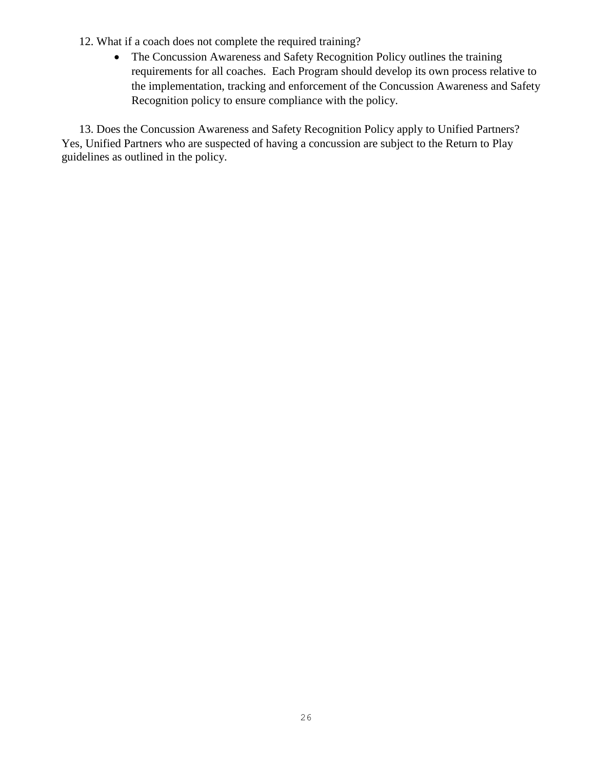12. What if a coach does not complete the required training?

- The Concussion Awareness and Safety Recognition Policy outlines the training requirements for all coaches. Each Program should develop its own process relative to the implementation, tracking and enforcement of the Concussion Awareness and Safety Recognition policy to ensure compliance with the policy.

13. Does the Concussion Awareness and Safety Recognition Policy apply to Unified Partners? Yes, Unified Partners who are suspected of having a concussion are subject to the Return to Play guidelines as outlined in the policy.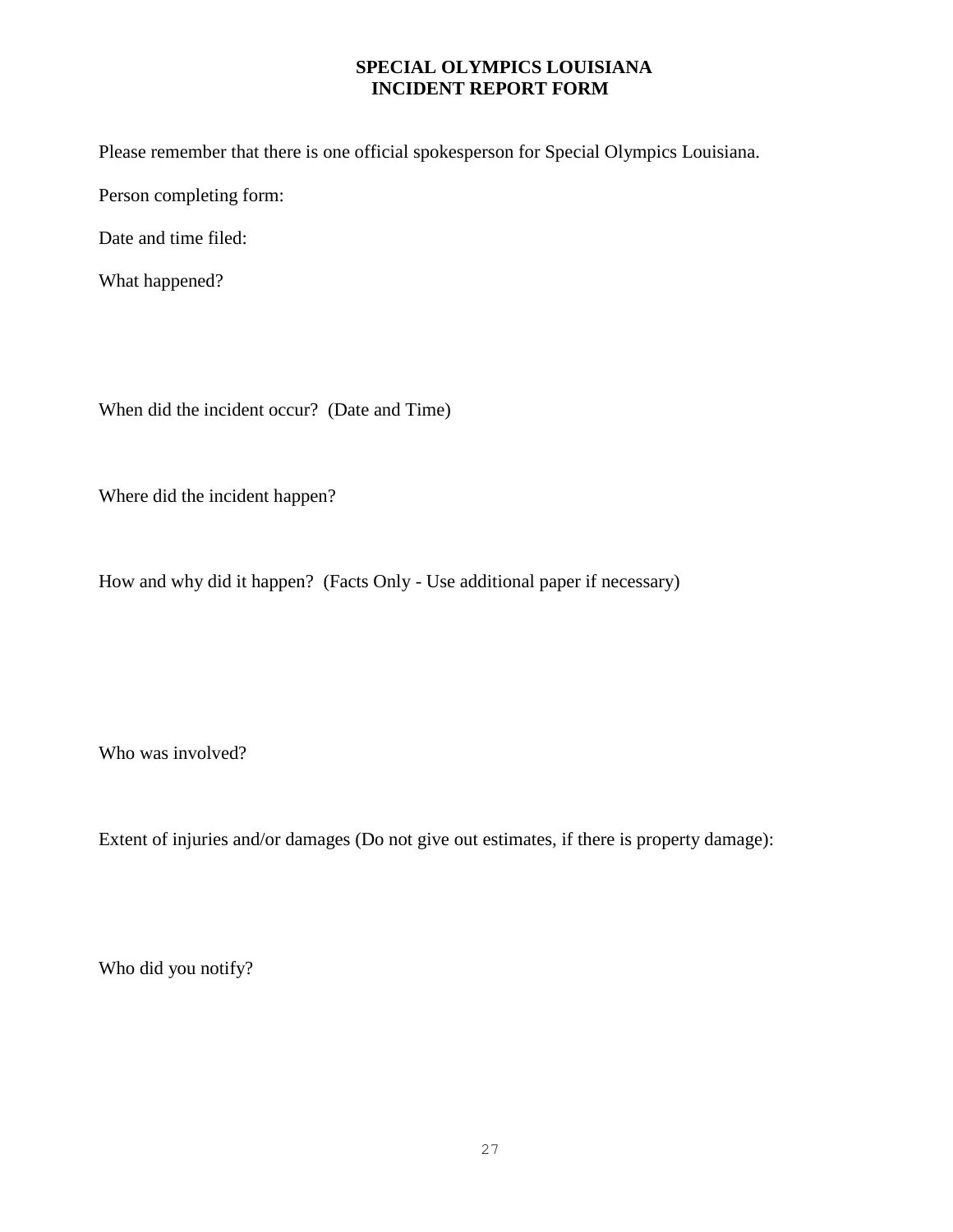# SPECIAL OLYMPICS LOUISIANA
## INCIDENT REPORT FORM

Please remember that there is one official spokesperson for Special Olympics Louisiana.

Person completing form:

Date and time filed:

What happened?

When did the incident occur? (Date and Time)

Where did the incident happen?

How and why did it happen? (Facts Only - Use additional paper if necessary)

Who was involved?

Extent of injuries and/or damages (Do not give out estimates, if there is property damage):

Who did you notify?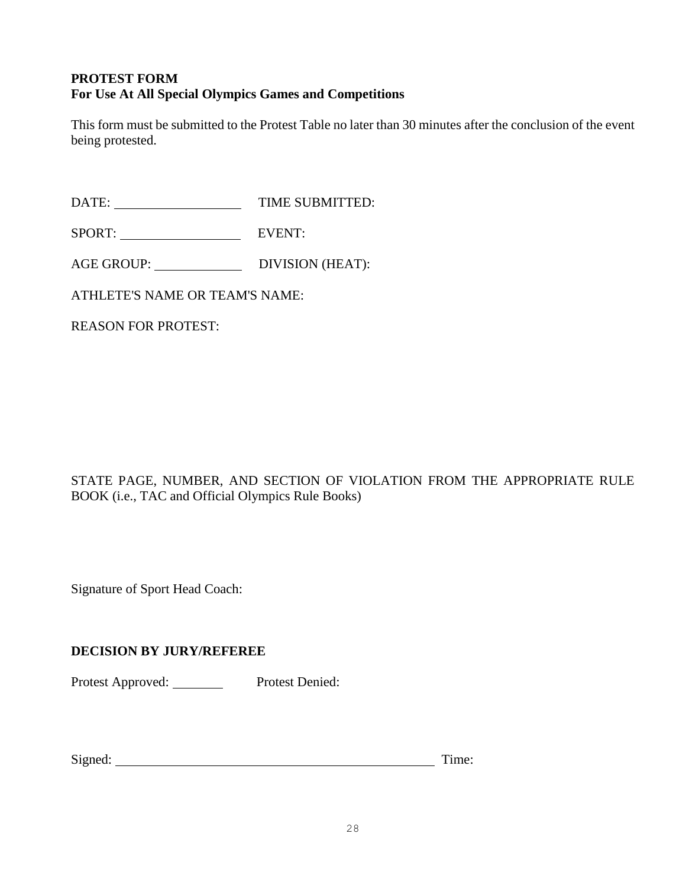**PROTEST FORM**
**For Use At All Special Olympics Games and Competitions**

This form must be submitted to the Protest Table no later than 30 minutes after the conclusion of the event being protested.

DATE: ____________________ TIME SUBMITTED:

SPORT: ___________________ EVENT:

AGE GROUP: ______________ DIVISION (HEAT):

ATHLETE'S NAME OR TEAM'S NAME:

REASON FOR PROTEST:

STATE PAGE, NUMBER, AND SECTION OF VIOLATION FROM THE APPROPRIATE RULE BOOK (i.e., TAC and Official Olympics Rule Books)

Signature of Sport Head Coach:

**DECISION BY JURY/REFEREE**

Protest Approved: _________ Protest Denied:

Signed: ________________________________________________________ Time: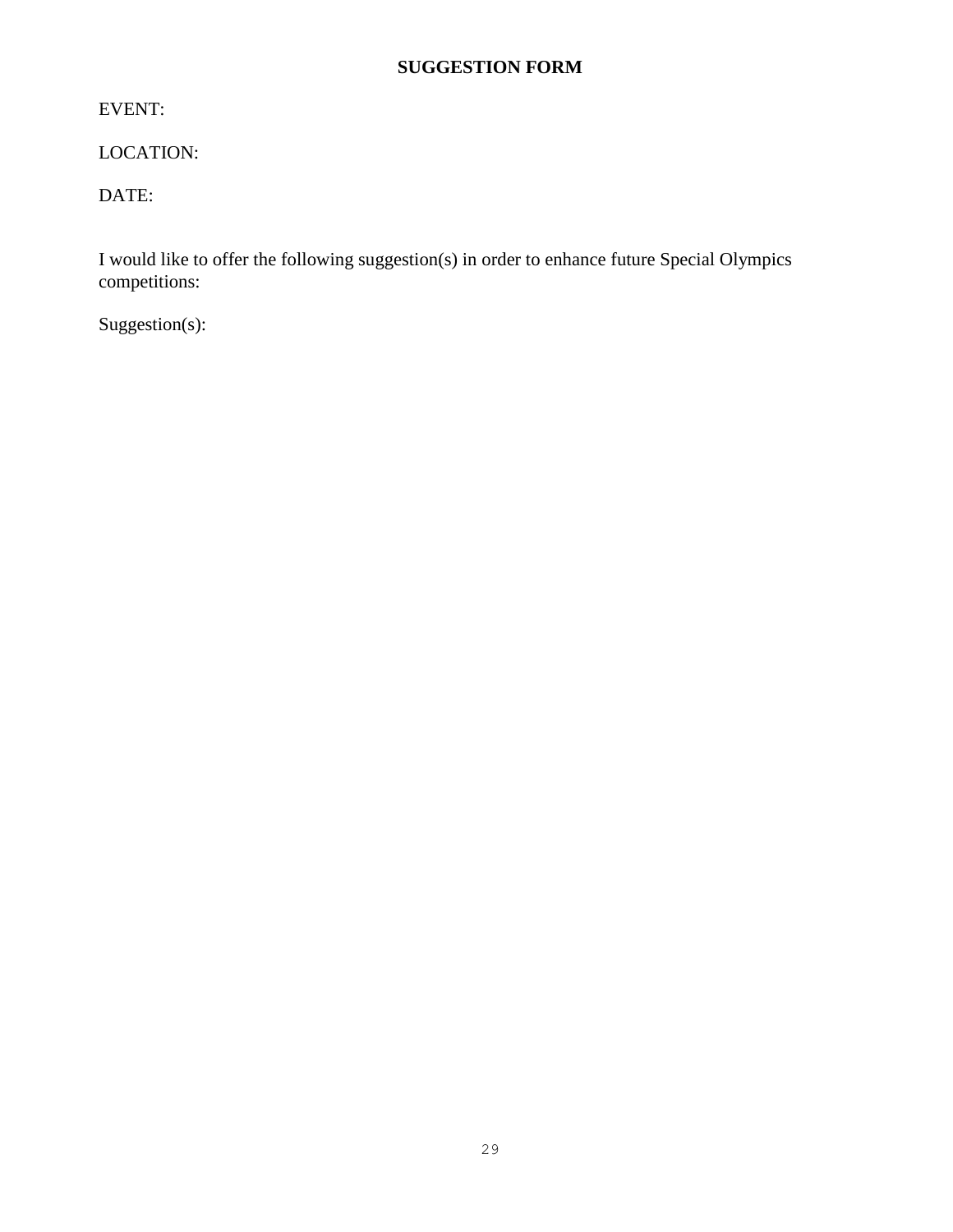# SUGGESTION FORM

EVENT:

LOCATION:

DATE:

I would like to offer the following suggestion(s) in order to enhance future Special Olympics competitions:

Suggestion(s):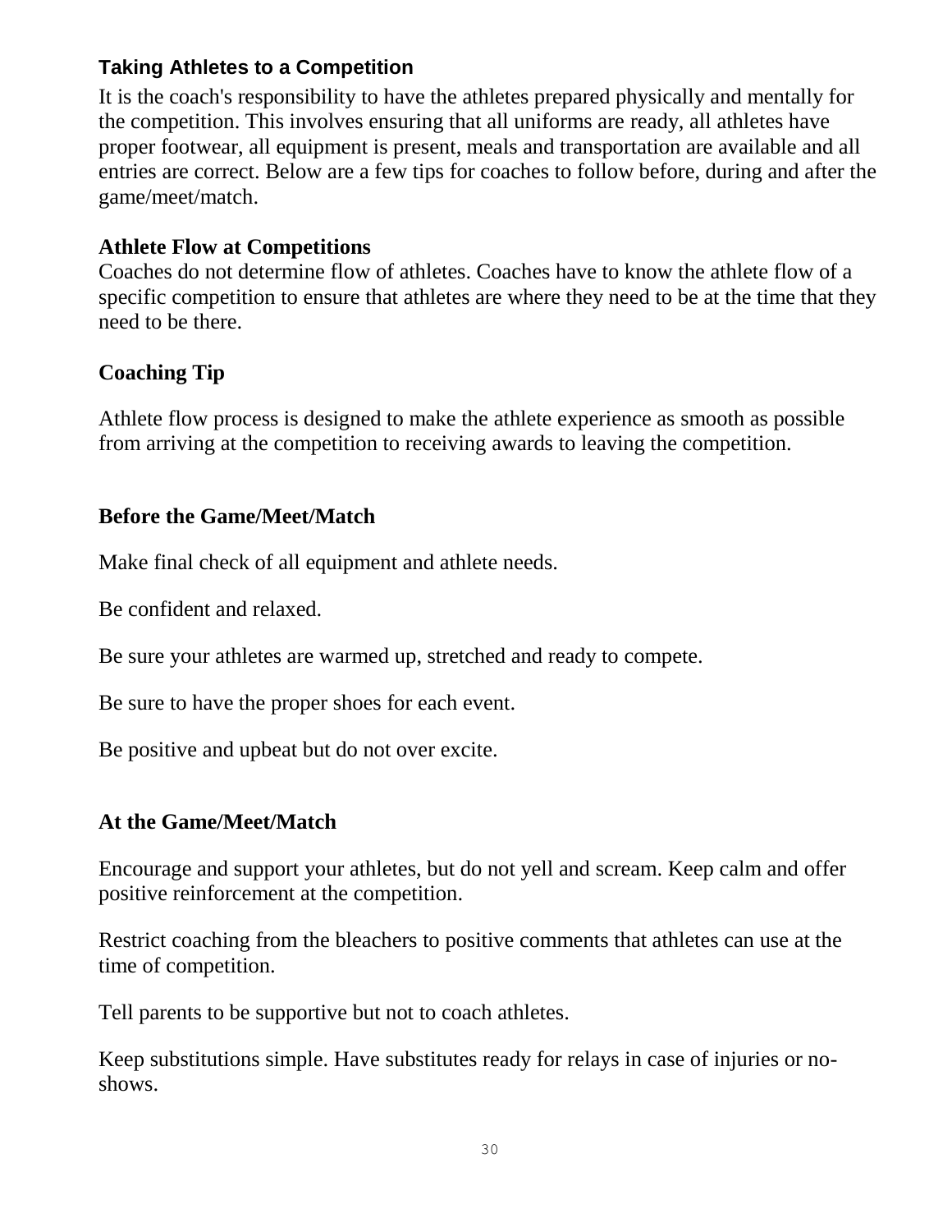## Taking Athletes to a Competition

It is the coach's responsibility to have the athletes prepared physically and mentally for the competition. This involves ensuring that all uniforms are ready, all athletes have proper footwear, all equipment is present, meals and transportation are available and all entries are correct. Below are a few tips for coaches to follow before, during and after the game/meet/match.

### Athlete Flow at Competitions

Coaches do not determine flow of athletes. Coaches have to know the athlete flow of a specific competition to ensure that athletes are where they need to be at the time that they need to be there.

### Coaching Tip

Athlete flow process is designed to make the athlete experience as smooth as possible from arriving at the competition to receiving awards to leaving the competition.

### Before the Game/Meet/Match

Make final check of all equipment and athlete needs.

Be confident and relaxed.

Be sure your athletes are warmed up, stretched and ready to compete.

Be sure to have the proper shoes for each event.

Be positive and upbeat but do not over excite.

### At the Game/Meet/Match

Encourage and support your athletes, but do not yell and scream. Keep calm and offer positive reinforcement at the competition.

Restrict coaching from the bleachers to positive comments that athletes can use at the time of competition.

Tell parents to be supportive but not to coach athletes.

Keep substitutions simple. Have substitutes ready for relays in case of injuries or no-shows.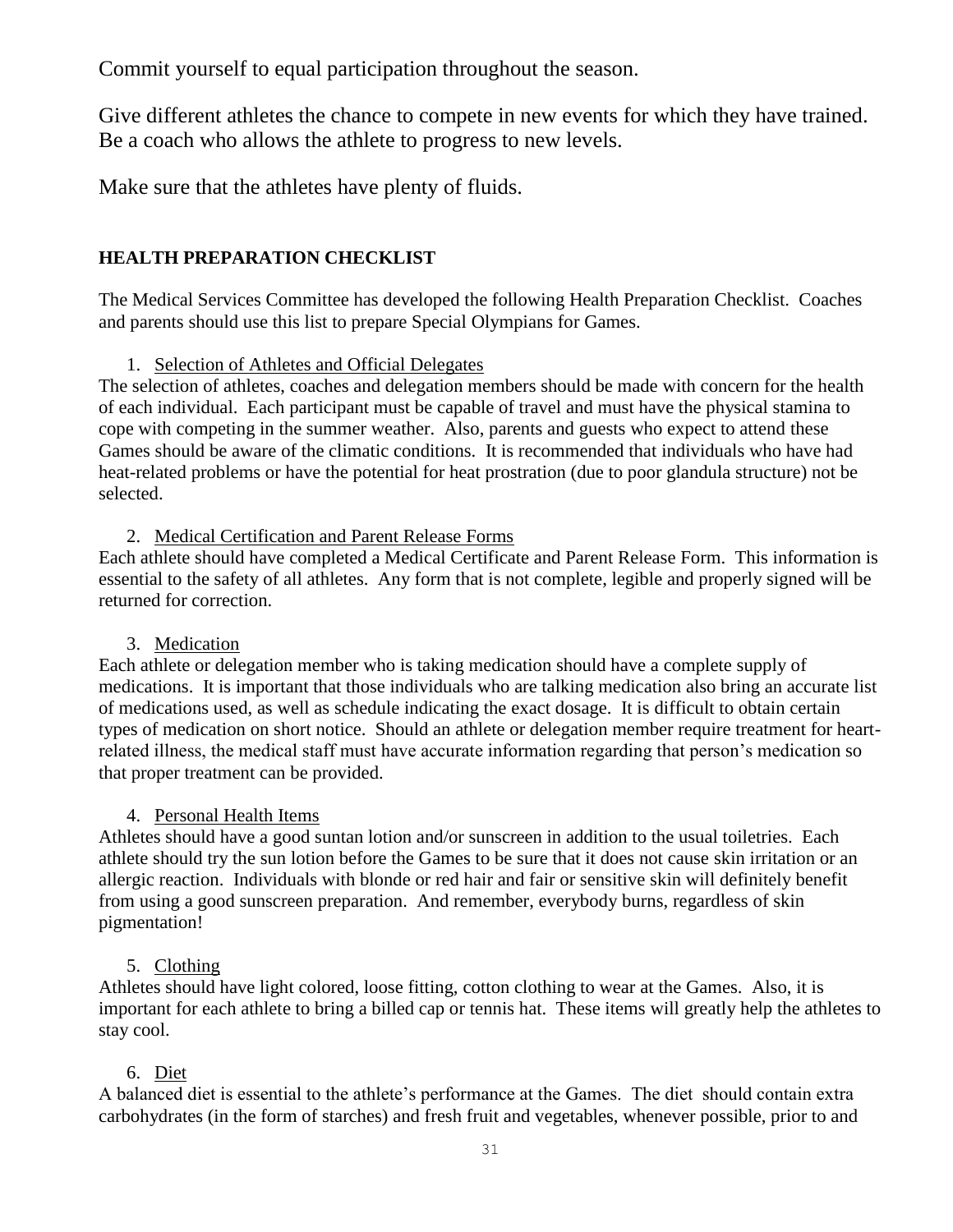Commit yourself to equal participation throughout the season.

Give different athletes the chance to compete in new events for which they have trained. Be a coach who allows the athlete to progress to new levels.

Make sure that the athletes have plenty of fluids.

**HEALTH PREPARATION CHECKLIST**

The Medical Services Committee has developed the following Health Preparation Checklist. Coaches and parents should use this list to prepare Special Olympians for Games.

1. <u>Selection of Athletes and Official Delegates</u>

The selection of athletes, coaches and delegation members should be made with concern for the health of each individual. Each participant must be capable of travel and must have the physical stamina to cope with competing in the summer weather. Also, parents and guests who expect to attend these Games should be aware of the climatic conditions. It is recommended that individuals who have had heat-related problems or have the potential for heat prostration (due to poor glandula structure) not be selected.

2. <u>Medical Certification and Parent Release Forms</u>

Each athlete should have completed a Medical Certificate and Parent Release Form. This information is essential to the safety of all athletes. Any form that is not complete, legible and properly signed will be returned for correction.

3. <u>Medication</u>

Each athlete or delegation member who is taking medication should have a complete supply of medications. It is important that those individuals who are talking medication also bring an accurate list of medications used, as well as schedule indicating the exact dosage. It is difficult to obtain certain types of medication on short notice. Should an athlete or delegation member require treatment for heart-related illness, the medical staff must have accurate information regarding that person's medication so that proper treatment can be provided.

4. <u>Personal Health Items</u>

Athletes should have a good suntan lotion and/or sunscreen in addition to the usual toiletries. Each athlete should try the sun lotion before the Games to be sure that it does not cause skin irritation or an allergic reaction. Individuals with blonde or red hair and fair or sensitive skin will definitely benefit from using a good sunscreen preparation. And remember, everybody burns, regardless of skin pigmentation!

5. <u>Clothing</u>

Athletes should have light colored, loose fitting, cotton clothing to wear at the Games. Also, it is important for each athlete to bring a billed cap or tennis hat. These items will greatly help the athletes to stay cool.

6. <u>Diet</u>

A balanced diet is essential to the athlete's performance at the Games. The diet should contain extra carbohydrates (in the form of starches) and fresh fruit and vegetables, whenever possible, prior to and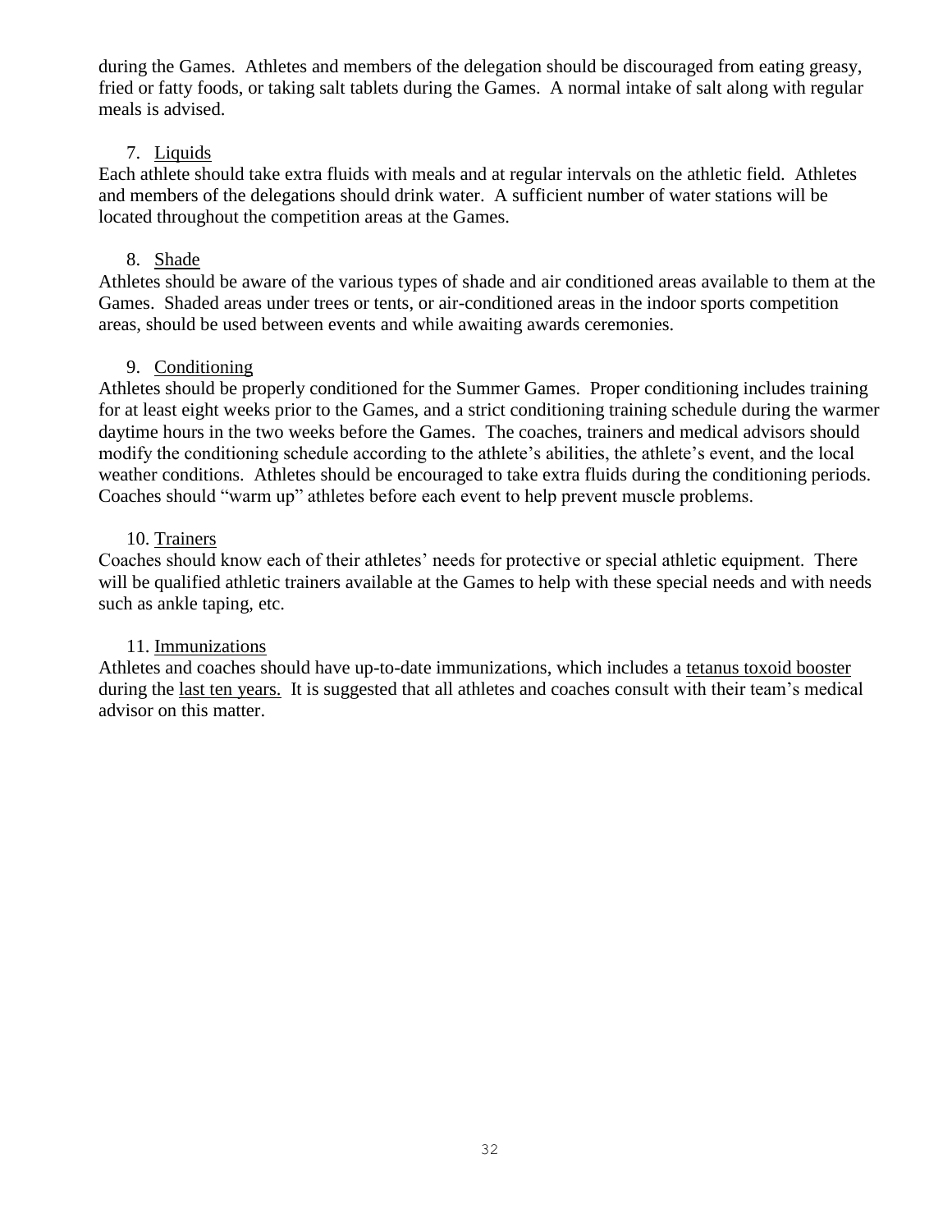during the Games. Athletes and members of the delegation should be discouraged from eating greasy, fried or fatty foods, or taking salt tablets during the Games. A normal intake of salt along with regular meals is advised.

7. Liquids

Each athlete should take extra fluids with meals and at regular intervals on the athletic field. Athletes and members of the delegations should drink water. A sufficient number of water stations will be located throughout the competition areas at the Games.

8. Shade

Athletes should be aware of the various types of shade and air conditioned areas available to them at the Games. Shaded areas under trees or tents, or air-conditioned areas in the indoor sports competition areas, should be used between events and while awaiting awards ceremonies.

9. Conditioning

Athletes should be properly conditioned for the Summer Games. Proper conditioning includes training for at least eight weeks prior to the Games, and a strict conditioning training schedule during the warmer daytime hours in the two weeks before the Games. The coaches, trainers and medical advisors should modify the conditioning schedule according to the athlete's abilities, the athlete's event, and the local weather conditions. Athletes should be encouraged to take extra fluids during the conditioning periods. Coaches should "warm up" athletes before each event to help prevent muscle problems.

10. Trainers

Coaches should know each of their athletes' needs for protective or special athletic equipment. There will be qualified athletic trainers available at the Games to help with these special needs and with needs such as ankle taping, etc.

11. Immunizations

Athletes and coaches should have up-to-date immunizations, which includes a tetanus toxoid booster during the last ten years. It is suggested that all athletes and coaches consult with their team's medical advisor on this matter.